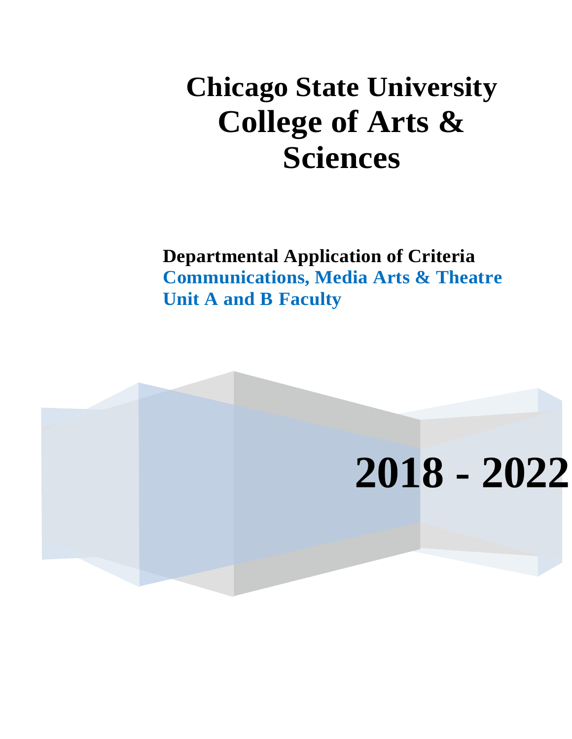# Chicago State University College of Arts & Sciences

**Departmental Application of Criteria**
**Communications, Media Arts & Theatre**
**Unit A and B Faculty**

# 2018 - 2022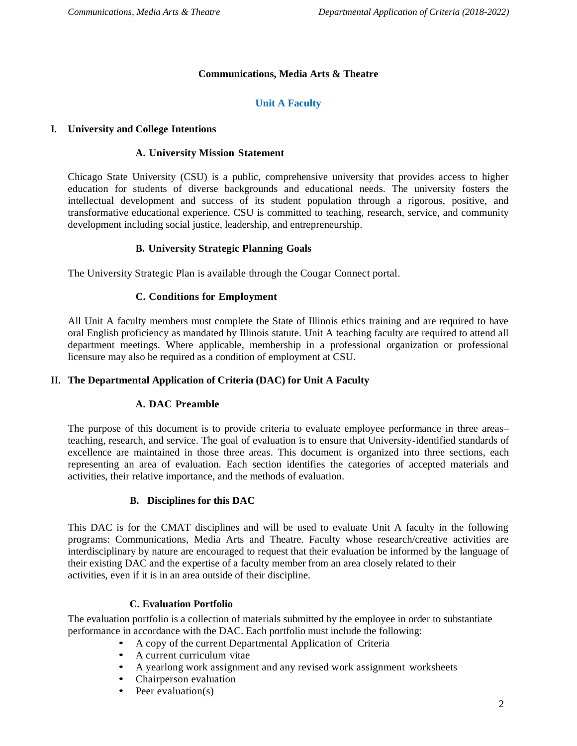# Communications, Media Arts & Theatre

## Unit A Faculty

### I. University and College Intentions

#### A. University Mission Statement

Chicago State University (CSU) is a public, comprehensive university that provides access to higher education for students of diverse backgrounds and educational needs. The university fosters the intellectual development and success of its student population through a rigorous, positive, and transformative educational experience. CSU is committed to teaching, research, service, and community development including social justice, leadership, and entrepreneurship.

#### B. University Strategic Planning Goals

The University Strategic Plan is available through the Cougar Connect portal.

#### C. Conditions for Employment

All Unit A faculty members must complete the State of Illinois ethics training and are required to have oral English proficiency as mandated by Illinois statute. Unit A teaching faculty are required to attend all department meetings. Where applicable, membership in a professional organization or professional licensure may also be required as a condition of employment at CSU.

### II. The Departmental Application of Criteria (DAC) for Unit A Faculty

#### A. DAC Preamble

The purpose of this document is to provide criteria to evaluate employee performance in three areas– teaching, research, and service. The goal of evaluation is to ensure that University-identified standards of excellence are maintained in those three areas. This document is organized into three sections, each representing an area of evaluation. Each section identifies the categories of accepted materials and activities, their relative importance, and the methods of evaluation.

#### B. Disciplines for this DAC

This DAC is for the CMAT disciplines and will be used to evaluate Unit A faculty in the following programs: Communications, Media Arts and Theatre. Faculty whose research/creative activities are interdisciplinary by nature are encouraged to request that their evaluation be informed by the language of their existing DAC and the expertise of a faculty member from an area closely related to their activities, even if it is in an area outside of their discipline.

#### C. Evaluation Portfolio

The evaluation portfolio is a collection of materials submitted by the employee in order to substantiate performance in accordance with the DAC. Each portfolio must include the following:

- A copy of the current Departmental Application of Criteria
- A current curriculum vitae
- A yearlong work assignment and any revised work assignment worksheets
- Chairperson evaluation
- Peer evaluation(s)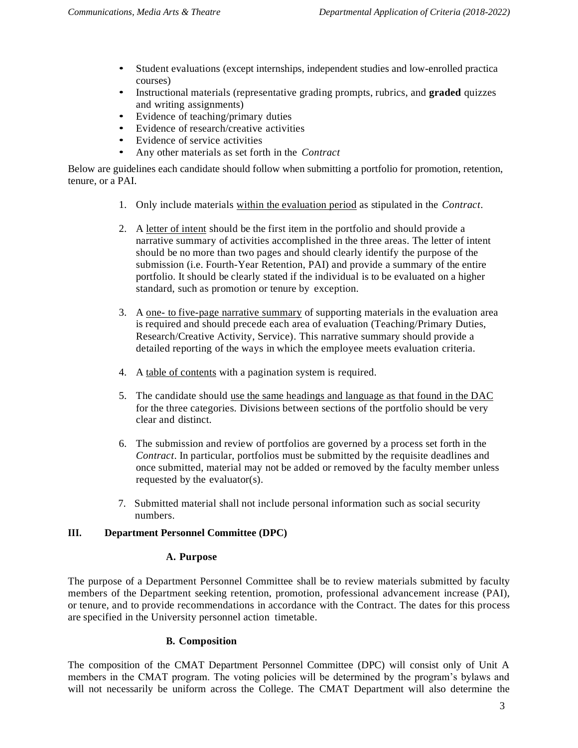- Student evaluations (except internships, independent studies and low-enrolled practica courses)
- Instructional materials (representative grading prompts, rubrics, and **graded** quizzes and writing assignments)
- Evidence of teaching/primary duties
- Evidence of research/creative activities
- Evidence of service activities
- Any other materials as set forth in the *Contract*

Below are guidelines each candidate should follow when submitting a portfolio for promotion, retention, tenure, or a PAI.

1. Only include materials within the evaluation period as stipulated in the *Contract*.

2. A letter of intent should be the first item in the portfolio and should provide a narrative summary of activities accomplished in the three areas. The letter of intent should be no more than two pages and should clearly identify the purpose of the submission (i.e. Fourth-Year Retention, PAI) and provide a summary of the entire portfolio. It should be clearly stated if the individual is to be evaluated on a higher standard, such as promotion or tenure by exception.

3. A one- to five-page narrative summary of supporting materials in the evaluation area is required and should precede each area of evaluation (Teaching/Primary Duties, Research/Creative Activity, Service). This narrative summary should provide a detailed reporting of the ways in which the employee meets evaluation criteria.

4. A table of contents with a pagination system is required.

5. The candidate should use the same headings and language as that found in the DAC for the three categories. Divisions between sections of the portfolio should be very clear and distinct.

6. The submission and review of portfolios are governed by a process set forth in the *Contract*. In particular, portfolios must be submitted by the requisite deadlines and once submitted, material may not be added or removed by the faculty member unless requested by the evaluator(s).

7. Submitted material shall not include personal information such as social security numbers.

## III. Department Personnel Committee (DPC)

### A. Purpose

The purpose of a Department Personnel Committee shall be to review materials submitted by faculty members of the Department seeking retention, promotion, professional advancement increase (PAI), or tenure, and to provide recommendations in accordance with the Contract. The dates for this process are specified in the University personnel action timetable.

### B. Composition

The composition of the CMAT Department Personnel Committee (DPC) will consist only of Unit A members in the CMAT program. The voting policies will be determined by the program's bylaws and will not necessarily be uniform across the College. The CMAT Department will also determine the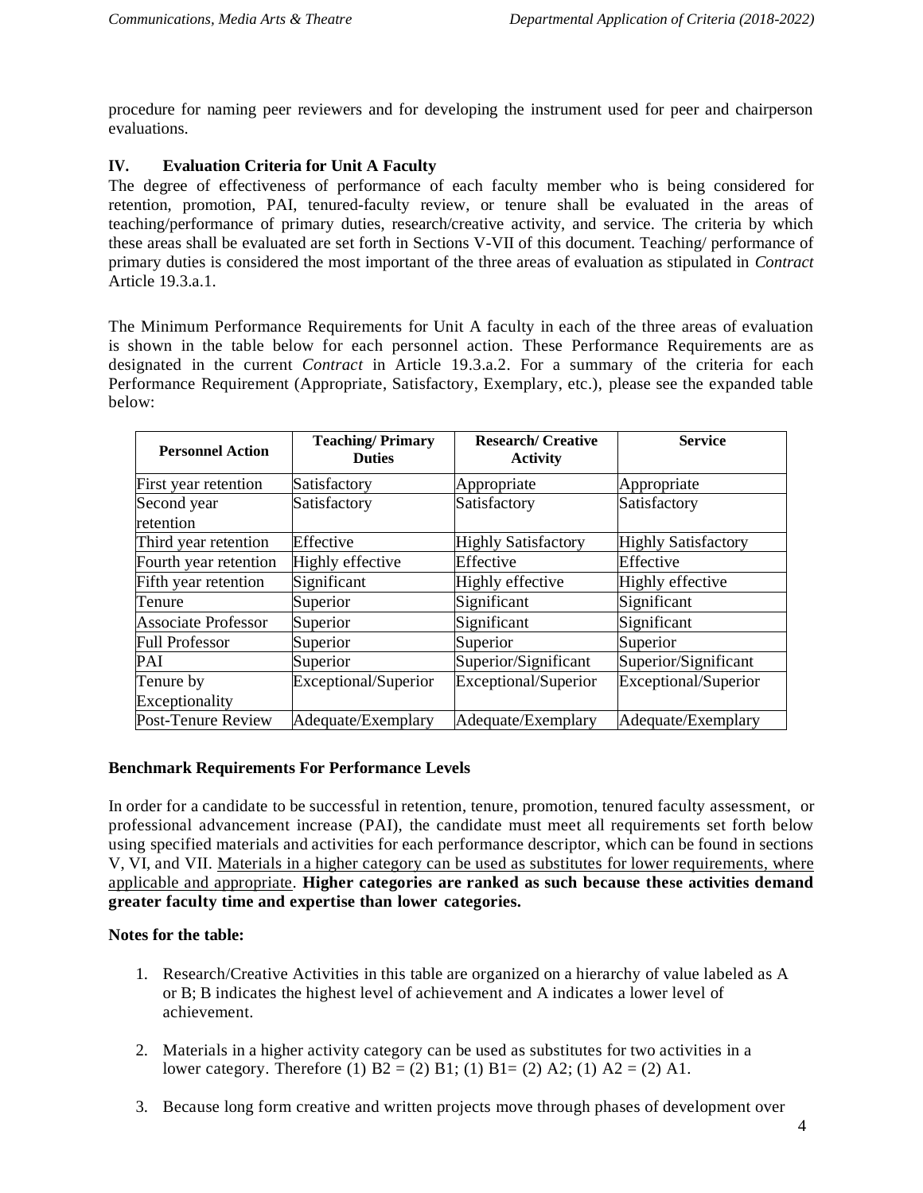procedure for naming peer reviewers and for developing the instrument used for peer and chairperson evaluations.

## IV. Evaluation Criteria for Unit A Faculty

The degree of effectiveness of performance of each faculty member who is being considered for retention, promotion, PAI, tenured-faculty review, or tenure shall be evaluated in the areas of teaching/performance of primary duties, research/creative activity, and service. The criteria by which these areas shall be evaluated are set forth in Sections V-VII of this document. Teaching/ performance of primary duties is considered the most important of the three areas of evaluation as stipulated in *Contract* Article 19.3.a.1.

The Minimum Performance Requirements for Unit A faculty in each of the three areas of evaluation is shown in the table below for each personnel action. These Performance Requirements are as designated in the current *Contract* in Article 19.3.a.2. For a summary of the criteria for each Performance Requirement (Appropriate, Satisfactory, Exemplary, etc.), please see the expanded table below:

| Personnel Action | Teaching/ Primary Duties | Research/ Creative Activity | Service |
|---|---|---|---|
| First year retention | Satisfactory | Appropriate | Appropriate |
| Second year retention | Satisfactory | Satisfactory | Satisfactory |
| Third year retention | Effective | Highly Satisfactory | Highly Satisfactory |
| Fourth year retention | Highly effective | Effective | Effective |
| Fifth year retention | Significant | Highly effective | Highly effective |
| Tenure | Superior | Significant | Significant |
| Associate Professor | Superior | Significant | Significant |
| Full Professor | Superior | Superior | Superior |
| PAI | Superior | Superior/Significant | Superior/Significant |
| Tenure by Exceptionality | Exceptional/Superior | Exceptional/Superior | Exceptional/Superior |
| Post-Tenure Review | Adequate/Exemplary | Adequate/Exemplary | Adequate/Exemplary |

**Benchmark Requirements For Performance Levels**

In order for a candidate to be successful in retention, tenure, promotion, tenured faculty assessment, or professional advancement increase (PAI), the candidate must meet all requirements set forth below using specified materials and activities for each performance descriptor, which can be found in sections V, VI, and VII. Materials in a higher category can be used as substitutes for lower requirements, where applicable and appropriate. **Higher categories are ranked as such because these activities demand greater faculty time and expertise than lower categories.**

**Notes for the table:**

1. Research/Creative Activities in this table are organized on a hierarchy of value labeled as A or B; B indicates the highest level of achievement and A indicates a lower level of achievement.

2. Materials in a higher activity category can be used as substitutes for two activities in a lower category. Therefore (1) B2 = (2) B1; (1) B1= (2) A2; (1) A2 = (2) A1.

3. Because long form creative and written projects move through phases of development over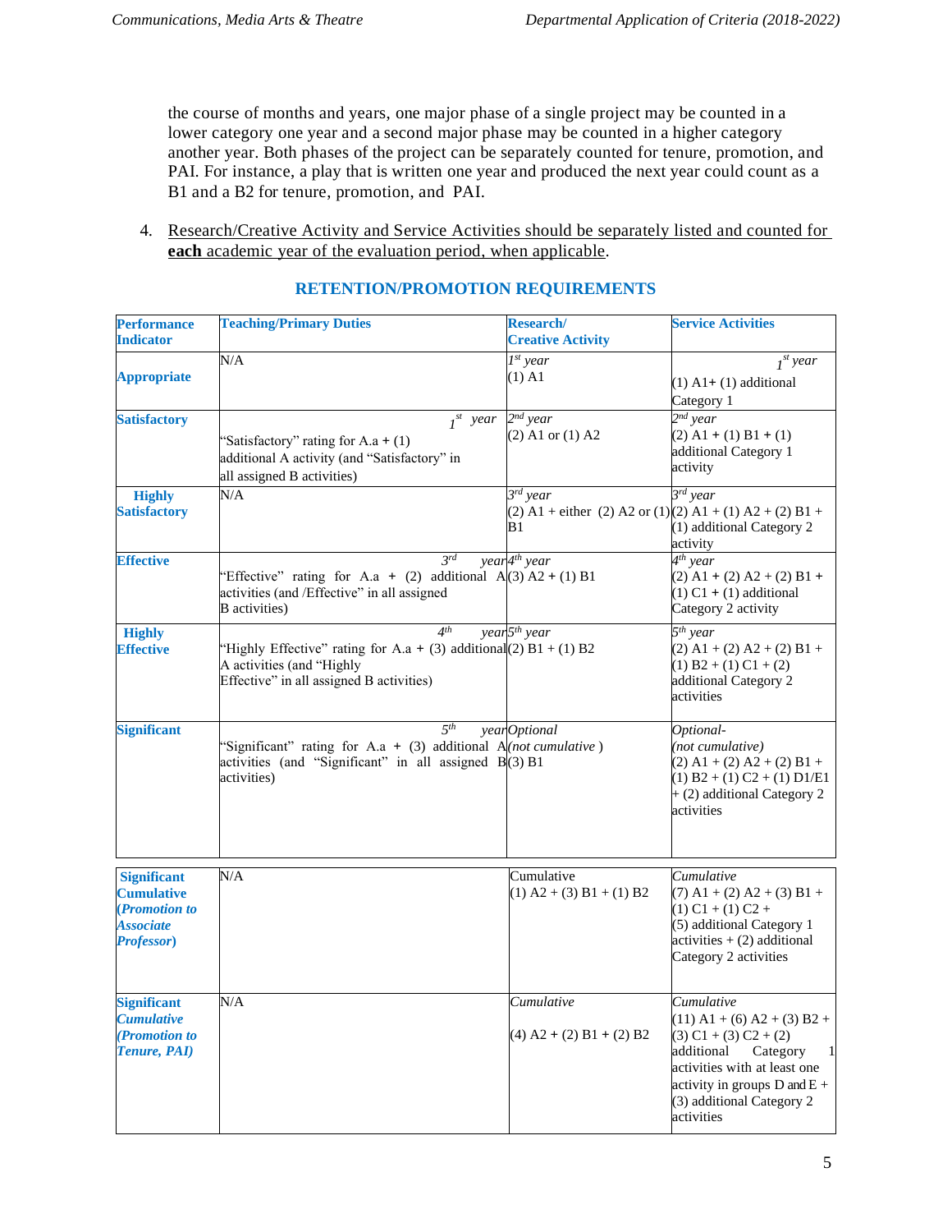the course of months and years, one major phase of a single project may be counted in a lower category one year and a second major phase may be counted in a higher category another year. Both phases of the project can be separately counted for tenure, promotion, and PAI. For instance, a play that is written one year and produced the next year could count as a B1 and a B2 for tenure, promotion, and PAI.

4. Research/Creative Activity and Service Activities should be separately listed and counted for **each** academic year of the evaluation period, when applicable.

## RETENTION/PROMOTION REQUIREMENTS

| Performance Indicator | Teaching/Primary Duties | Research/ Creative Activity | Service Activities |
|---|---|---|---|
| **Appropriate** | N/A | *1st year* (1) A1 | *1st year* (1) A1+ (1) additional Category 1 |
| **Satisfactory** | *1st year* "Satisfactory" rating for A.a + (1) additional A activity (and "Satisfactory" in all assigned B activities) | *2nd year* (2) A1 or (1) A2 | *2nd year* (2) A1 + (1) B1 + (1) additional Category 1 activity |
| **Highly Satisfactory** | N/A | *3rd year* (2) A1 + either (2) A2 or (1) B1 | *3rd year* (2) A1 + (1) A2 + (2) B1 + (1) additional Category 2 activity |
| **Effective** | *3rd year* "Effective" rating for A.a + (2) additional A activities (and /Effective" in all assigned B activities) | *4th year* (3) A2 + (1) B1 | *4th year* (2) A1 + (2) A2 + (2) B1 + (1) C1 + (1) additional Category 2 activity |
| **Highly Effective** | *4th year* "Highly Effective" rating for A.a + (3) additional A activities (and "Highly Effective" in all assigned B activities) | *5th year* (2) B1 + (1) B2 | *5th year* (2) A1 + (2) A2 + (2) B1 + (1) B2 + (1) C1 + (2) additional Category 2 activities |
| **Significant** | *5th year* "Significant" rating for A.a + (3) additional A activities (and "Significant" in all assigned B activities) | *Optional (not cumulative )* (3) B1 | *Optional- (not cumulative)* (2) A1 + (2) A2 + (2) B1 + (1) B2 + (1) C2 + (1) D1/E1 + (2) additional Category 2 activities |
| **Significant Cumulative (*Promotion to Associate Professor*)** | N/A | Cumulative (1) A2 + (3) B1 + (1) B2 | *Cumulative* (7) A1 + (2) A2 + (3) B1 + (1) C1 + (1) C2 + (5) additional Category 1 activities + (2) additional Category 2 activities |
| **Significant *Cumulative (Promotion to Tenure, PAI)*** | N/A | *Cumulative* (4) A2 + (2) B1 + (2) B2 | *Cumulative* (11) A1 + (6) A2 + (3) B2 + (3) C1 + (3) C2 + (2) additional Category 1 activities with at least one activity in groups D and E + (3) additional Category 2 activities |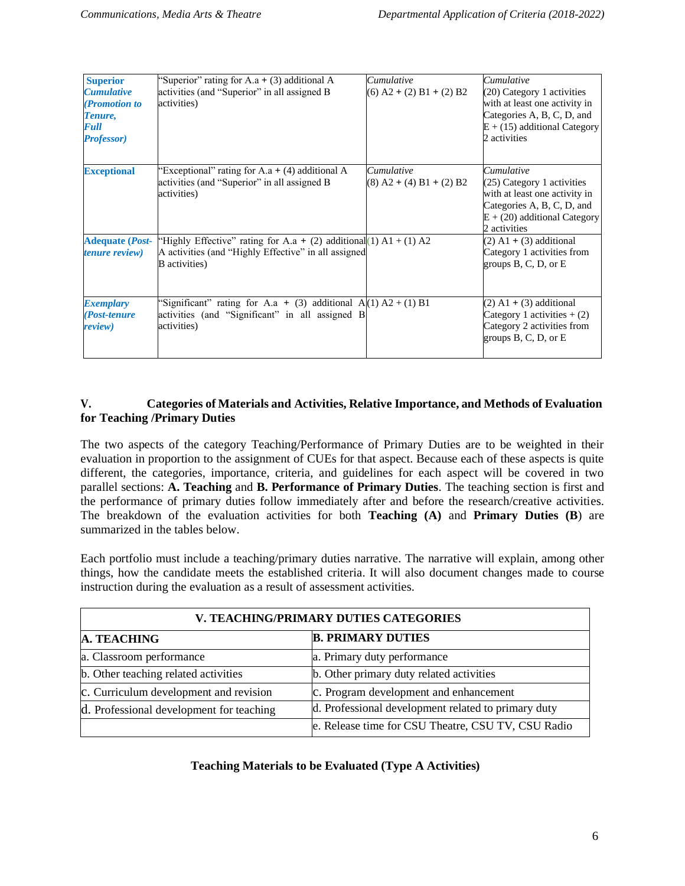| | | | |
|---|---|---|---|
| ***Superior Cumulative (Promotion to Tenure, Full Professor)*** | "Superior" rating for A.a + (3) additional A activities (and "Superior" in all assigned B activities) | *Cumulative* (6) A2 + (2) B1 + (2) B2 | *Cumulative* (20) Category 1 activities with at least one activity in Categories A, B, C, D, and E + (15) additional Category 2 activities |
| **Exceptional** | "Exceptional" rating for A.a + (4) additional A activities (and "Superior" in all assigned B activities) | *Cumulative* (8) A2 + (4) B1 + (2) B2 | *Cumulative* (25) Category 1 activities with at least one activity in Categories A, B, C, D, and E + (20) additional Category 2 activities |
| **Adequate (*Post-tenure review*)** | "Highly Effective" rating for A.a + (2) additional A activities (and "Highly Effective" in all assigned B activities) | (1) A1 + (1) A2 | (2) A1 + (3) additional Category 1 activities from groups B, C, D, or E |
| ***Exemplary (Post-tenure review)*** | "Significant" rating for A.a + (3) additional A activities (and "Significant" in all assigned B activities) | (1) A2 + (1) B1 | (2) A1 + (3) additional Category 1 activities + (2) Category 2 activities from groups B, C, D, or E |

## V. Categories of Materials and Activities, Relative Importance, and Methods of Evaluation for Teaching /Primary Duties

The two aspects of the category Teaching/Performance of Primary Duties are to be weighted in their evaluation in proportion to the assignment of CUEs for that aspect. Because each of these aspects is quite different, the categories, importance, criteria, and guidelines for each aspect will be covered in two parallel sections: **A. Teaching** and **B. Performance of Primary Duties**. The teaching section is first and the performance of primary duties follow immediately after and before the research/creative activities. The breakdown of the evaluation activities for both **Teaching (A)** and **Primary Duties (B**) are summarized in the tables below.

Each portfolio must include a teaching/primary duties narrative. The narrative will explain, among other things, how the candidate meets the established criteria. It will also document changes made to course instruction during the evaluation as a result of assessment activities.

| V. TEACHING/PRIMARY DUTIES CATEGORIES | |
|---|---|
| **A. TEACHING** | **B. PRIMARY DUTIES** |
| a. Classroom performance | a. Primary duty performance |
| b. Other teaching related activities | b. Other primary duty related activities |
| c. Curriculum development and revision | c. Program development and enhancement |
| d. Professional development for teaching | d. Professional development related to primary duty |
| | e. Release time for CSU Theatre, CSU TV, CSU Radio |

**Teaching Materials to be Evaluated (Type A Activities)**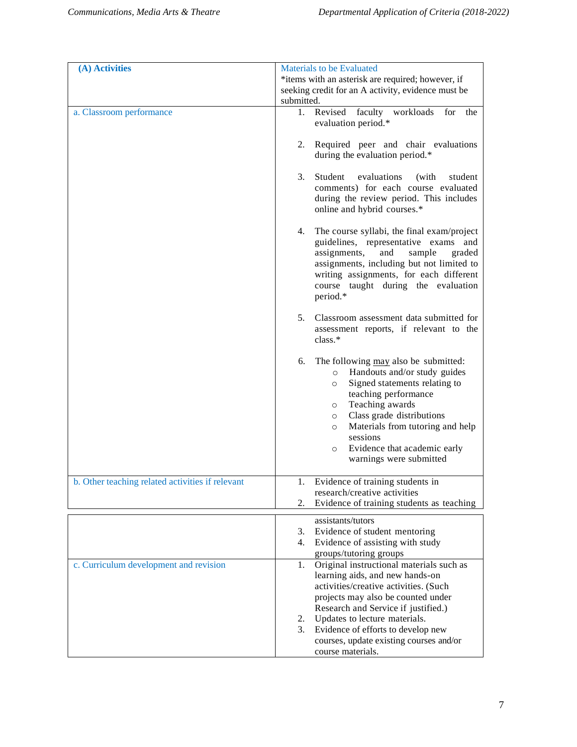| (A) Activities | Materials to be Evaluated<br>*items with an asterisk are required; however, if seeking credit for an A activity, evidence must be submitted. |
|---|---|
| a. Classroom performance | 1. Revised faculty workloads for the evaluation period.*<br><br>2. Required peer and chair evaluations during the evaluation period.*<br><br>3. Student evaluations (with student comments) for each course evaluated during the review period. This includes online and hybrid courses.*<br><br>4. The course syllabi, the final exam/project guidelines, representative exams and assignments, and sample graded assignments, including but not limited to writing assignments, for each different course taught during the evaluation period.*<br><br>5. Classroom assessment data submitted for assessment reports, if relevant to the class.*<br><br>6. The following may also be submitted:<br>○ Handouts and/or study guides<br>○ Signed statements relating to teaching performance<br>○ Teaching awards<br>○ Class grade distributions<br>○ Materials from tutoring and help sessions<br>○ Evidence that academic early warnings were submitted |
| b. Other teaching related activities if relevant | 1. Evidence of training students in research/creative activities<br>2. Evidence of training students as teaching assistants/tutors<br>3. Evidence of student mentoring<br>4. Evidence of assisting with study groups/tutoring groups |
| c. Curriculum development and revision | 1. Original instructional materials such as learning aids, and new hands-on activities/creative activities. (Such projects may also be counted under Research and Service if justified.)<br>2. Updates to lecture materials.<br>3. Evidence of efforts to develop new courses, update existing courses and/or course materials. |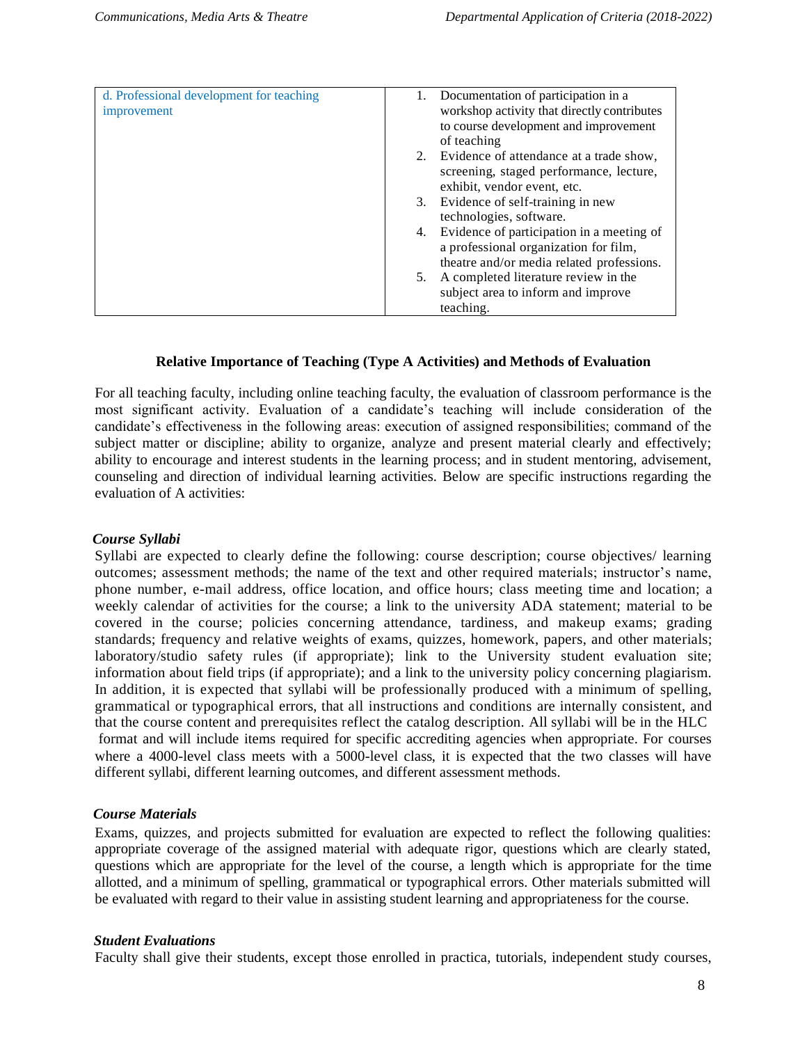| d. Professional development for teaching improvement | 1. Documentation of participation in a workshop activity that directly contributes to course development and improvement of teaching<br>2. Evidence of attendance at a trade show, screening, staged performance, lecture, exhibit, vendor event, etc.<br>3. Evidence of self-training in new technologies, software.<br>4. Evidence of participation in a meeting of a professional organization for film, theatre and/or media related professions.<br>5. A completed literature review in the subject area to inform and improve teaching. |
|---|---|

**Relative Importance of Teaching (Type A Activities) and Methods of Evaluation**

For all teaching faculty, including online teaching faculty, the evaluation of classroom performance is the most significant activity. Evaluation of a candidate's teaching will include consideration of the candidate's effectiveness in the following areas: execution of assigned responsibilities; command of the subject matter or discipline; ability to organize, analyze and present material clearly and effectively; ability to encourage and interest students in the learning process; and in student mentoring, advisement, counseling and direction of individual learning activities. Below are specific instructions regarding the evaluation of A activities:

***Course Syllabi***

Syllabi are expected to clearly define the following: course description; course objectives/ learning outcomes; assessment methods; the name of the text and other required materials; instructor's name, phone number, e-mail address, office location, and office hours; class meeting time and location; a weekly calendar of activities for the course; a link to the university ADA statement; material to be covered in the course; policies concerning attendance, tardiness, and makeup exams; grading standards; frequency and relative weights of exams, quizzes, homework, papers, and other materials; laboratory/studio safety rules (if appropriate); link to the University student evaluation site; information about field trips (if appropriate); and a link to the university policy concerning plagiarism. In addition, it is expected that syllabi will be professionally produced with a minimum of spelling, grammatical or typographical errors, that all instructions and conditions are internally consistent, and that the course content and prerequisites reflect the catalog description. All syllabi will be in the HLC format and will include items required for specific accrediting agencies when appropriate. For courses where a 4000-level class meets with a 5000-level class, it is expected that the two classes will have different syllabi, different learning outcomes, and different assessment methods.

***Course Materials***

Exams, quizzes, and projects submitted for evaluation are expected to reflect the following qualities: appropriate coverage of the assigned material with adequate rigor, questions which are clearly stated, questions which are appropriate for the level of the course, a length which is appropriate for the time allotted, and a minimum of spelling, grammatical or typographical errors. Other materials submitted will be evaluated with regard to their value in assisting student learning and appropriateness for the course.

***Student Evaluations***

Faculty shall give their students, except those enrolled in practica, tutorials, independent study courses,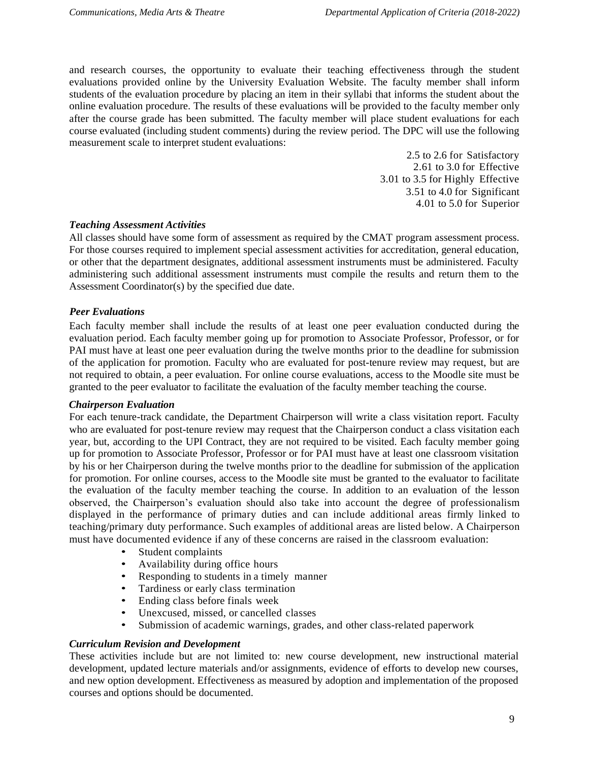and research courses, the opportunity to evaluate their teaching effectiveness through the student evaluations provided online by the University Evaluation Website. The faculty member shall inform students of the evaluation procedure by placing an item in their syllabi that informs the student about the online evaluation procedure. The results of these evaluations will be provided to the faculty member only after the course grade has been submitted. The faculty member will place student evaluations for each course evaluated (including student comments) during the review period. The DPC will use the following measurement scale to interpret student evaluations:

2.5 to 2.6 for Satisfactory
2.61 to 3.0 for Effective
3.01 to 3.5 for Highly Effective
3.51 to 4.0 for Significant
4.01 to 5.0 for Superior

***Teaching Assessment Activities***

All classes should have some form of assessment as required by the CMAT program assessment process. For those courses required to implement special assessment activities for accreditation, general education, or other that the department designates, additional assessment instruments must be administered. Faculty administering such additional assessment instruments must compile the results and return them to the Assessment Coordinator(s) by the specified due date.

***Peer Evaluations***

Each faculty member shall include the results of at least one peer evaluation conducted during the evaluation period. Each faculty member going up for promotion to Associate Professor, Professor, or for PAI must have at least one peer evaluation during the twelve months prior to the deadline for submission of the application for promotion. Faculty who are evaluated for post-tenure review may request, but are not required to obtain, a peer evaluation. For online course evaluations, access to the Moodle site must be granted to the peer evaluator to facilitate the evaluation of the faculty member teaching the course.

***Chairperson Evaluation***

For each tenure-track candidate, the Department Chairperson will write a class visitation report. Faculty who are evaluated for post-tenure review may request that the Chairperson conduct a class visitation each year, but, according to the UPI Contract, they are not required to be visited. Each faculty member going up for promotion to Associate Professor, Professor or for PAI must have at least one classroom visitation by his or her Chairperson during the twelve months prior to the deadline for submission of the application for promotion. For online courses, access to the Moodle site must be granted to the evaluator to facilitate the evaluation of the faculty member teaching the course. In addition to an evaluation of the lesson observed, the Chairperson's evaluation should also take into account the degree of professionalism displayed in the performance of primary duties and can include additional areas firmly linked to teaching/primary duty performance. Such examples of additional areas are listed below. A Chairperson must have documented evidence if any of these concerns are raised in the classroom evaluation:

- Student complaints
- Availability during office hours
- Responding to students in a timely manner
- Tardiness or early class termination
- Ending class before finals week
- Unexcused, missed, or cancelled classes
- Submission of academic warnings, grades, and other class-related paperwork

***Curriculum Revision and Development***

These activities include but are not limited to: new course development, new instructional material development, updated lecture materials and/or assignments, evidence of efforts to develop new courses, and new option development. Effectiveness as measured by adoption and implementation of the proposed courses and options should be documented.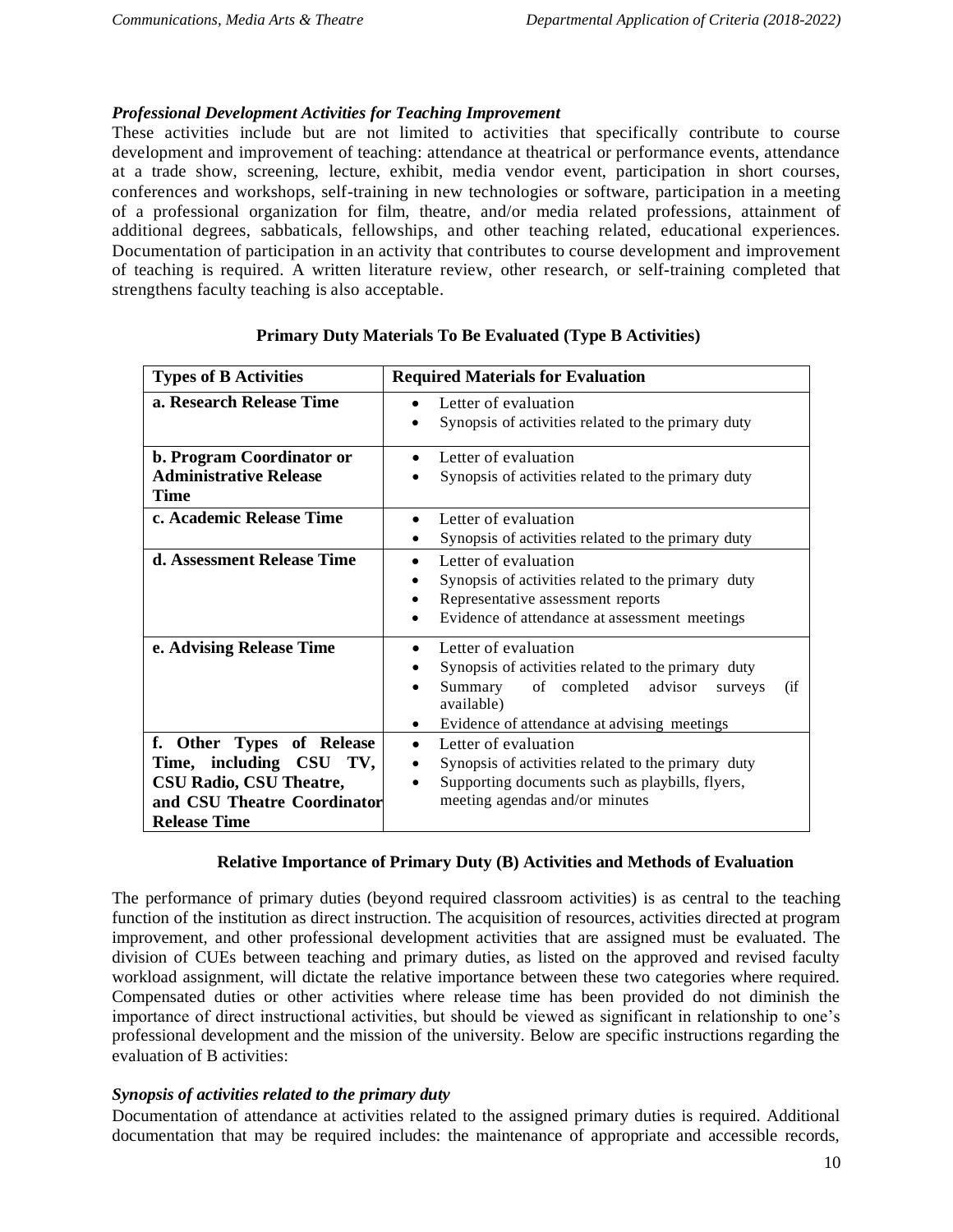### *Professional Development Activities for Teaching Improvement*

These activities include but are not limited to activities that specifically contribute to course development and improvement of teaching: attendance at theatrical or performance events, attendance at a trade show, screening, lecture, exhibit, media vendor event, participation in short courses, conferences and workshops, self-training in new technologies or software, participation in a meeting of a professional organization for film, theatre, and/or media related professions, attainment of additional degrees, sabbaticals, fellowships, and other teaching related, educational experiences. Documentation of participation in an activity that contributes to course development and improvement of teaching is required. A written literature review, other research, or self-training completed that strengthens faculty teaching is also acceptable.

**Primary Duty Materials To Be Evaluated (Type B Activities)**

| Types of B Activities | Required Materials for Evaluation |
|---|---|
| **a. Research Release Time** | • Letter of evaluation<br>• Synopsis of activities related to the primary duty |
| **b. Program Coordinator or Administrative Release Time** | • Letter of evaluation<br>• Synopsis of activities related to the primary duty |
| **c. Academic Release Time** | • Letter of evaluation<br>• Synopsis of activities related to the primary duty |
| **d. Assessment Release Time** | • Letter of evaluation<br>• Synopsis of activities related to the primary duty<br>• Representative assessment reports<br>• Evidence of attendance at assessment meetings |
| **e. Advising Release Time** | • Letter of evaluation<br>• Synopsis of activities related to the primary duty<br>• Summary of completed advisor surveys (if available)<br>• Evidence of attendance at advising meetings |
| **f. Other Types of Release Time, including CSU TV, CSU Radio, CSU Theatre, and CSU Theatre Coordinator Release Time** | • Letter of evaluation<br>• Synopsis of activities related to the primary duty<br>• Supporting documents such as playbills, flyers, meeting agendas and/or minutes |

**Relative Importance of Primary Duty (B) Activities and Methods of Evaluation**

The performance of primary duties (beyond required classroom activities) is as central to the teaching function of the institution as direct instruction. The acquisition of resources, activities directed at program improvement, and other professional development activities that are assigned must be evaluated. The division of CUEs between teaching and primary duties, as listed on the approved and revised faculty workload assignment, will dictate the relative importance between these two categories where required. Compensated duties or other activities where release time has been provided do not diminish the importance of direct instructional activities, but should be viewed as significant in relationship to one's professional development and the mission of the university. Below are specific instructions regarding the evaluation of B activities:

### *Synopsis of activities related to the primary duty*

Documentation of attendance at activities related to the assigned primary duties is required. Additional documentation that may be required includes: the maintenance of appropriate and accessible records,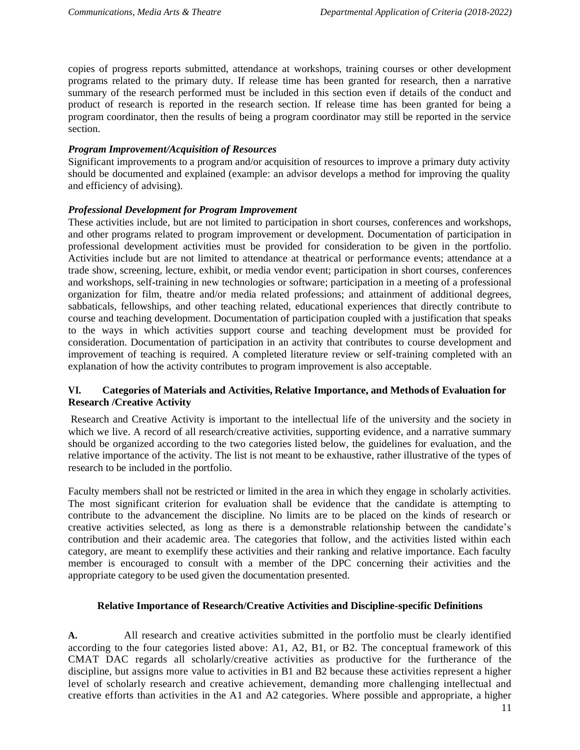copies of progress reports submitted, attendance at workshops, training courses or other development programs related to the primary duty. If release time has been granted for research, then a narrative summary of the research performed must be included in this section even if details of the conduct and product of research is reported in the research section. If release time has been granted for being a program coordinator, then the results of being a program coordinator may still be reported in the service section.

***Program Improvement/Acquisition of Resources***

Significant improvements to a program and/or acquisition of resources to improve a primary duty activity should be documented and explained (example: an advisor develops a method for improving the quality and efficiency of advising).

***Professional Development for Program Improvement***

These activities include, but are not limited to participation in short courses, conferences and workshops, and other programs related to program improvement or development. Documentation of participation in professional development activities must be provided for consideration to be given in the portfolio. Activities include but are not limited to attendance at theatrical or performance events; attendance at a trade show, screening, lecture, exhibit, or media vendor event; participation in short courses, conferences and workshops, self-training in new technologies or software; participation in a meeting of a professional organization for film, theatre and/or media related professions; and attainment of additional degrees, sabbaticals, fellowships, and other teaching related, educational experiences that directly contribute to course and teaching development. Documentation of participation coupled with a justification that speaks to the ways in which activities support course and teaching development must be provided for consideration. Documentation of participation in an activity that contributes to course development and improvement of teaching is required. A completed literature review or self-training completed with an explanation of how the activity contributes to program improvement is also acceptable.

## VI. Categories of Materials and Activities, Relative Importance, and Methods of Evaluation for Research /Creative Activity

Research and Creative Activity is important to the intellectual life of the university and the society in which we live. A record of all research/creative activities, supporting evidence, and a narrative summary should be organized according to the two categories listed below, the guidelines for evaluation, and the relative importance of the activity. The list is not meant to be exhaustive, rather illustrative of the types of research to be included in the portfolio.

Faculty members shall not be restricted or limited in the area in which they engage in scholarly activities. The most significant criterion for evaluation shall be evidence that the candidate is attempting to contribute to the advancement the discipline. No limits are to be placed on the kinds of research or creative activities selected, as long as there is a demonstrable relationship between the candidate's contribution and their academic area. The categories that follow, and the activities listed within each category, are meant to exemplify these activities and their ranking and relative importance. Each faculty member is encouraged to consult with a member of the DPC concerning their activities and the appropriate category to be used given the documentation presented.

### Relative Importance of Research/Creative Activities and Discipline-specific Definitions

**A.** All research and creative activities submitted in the portfolio must be clearly identified according to the four categories listed above: A1, A2, B1, or B2. The conceptual framework of this CMAT DAC regards all scholarly/creative activities as productive for the furtherance of the discipline, but assigns more value to activities in B1 and B2 because these activities represent a higher level of scholarly research and creative achievement, demanding more challenging intellectual and creative efforts than activities in the A1 and A2 categories. Where possible and appropriate, a higher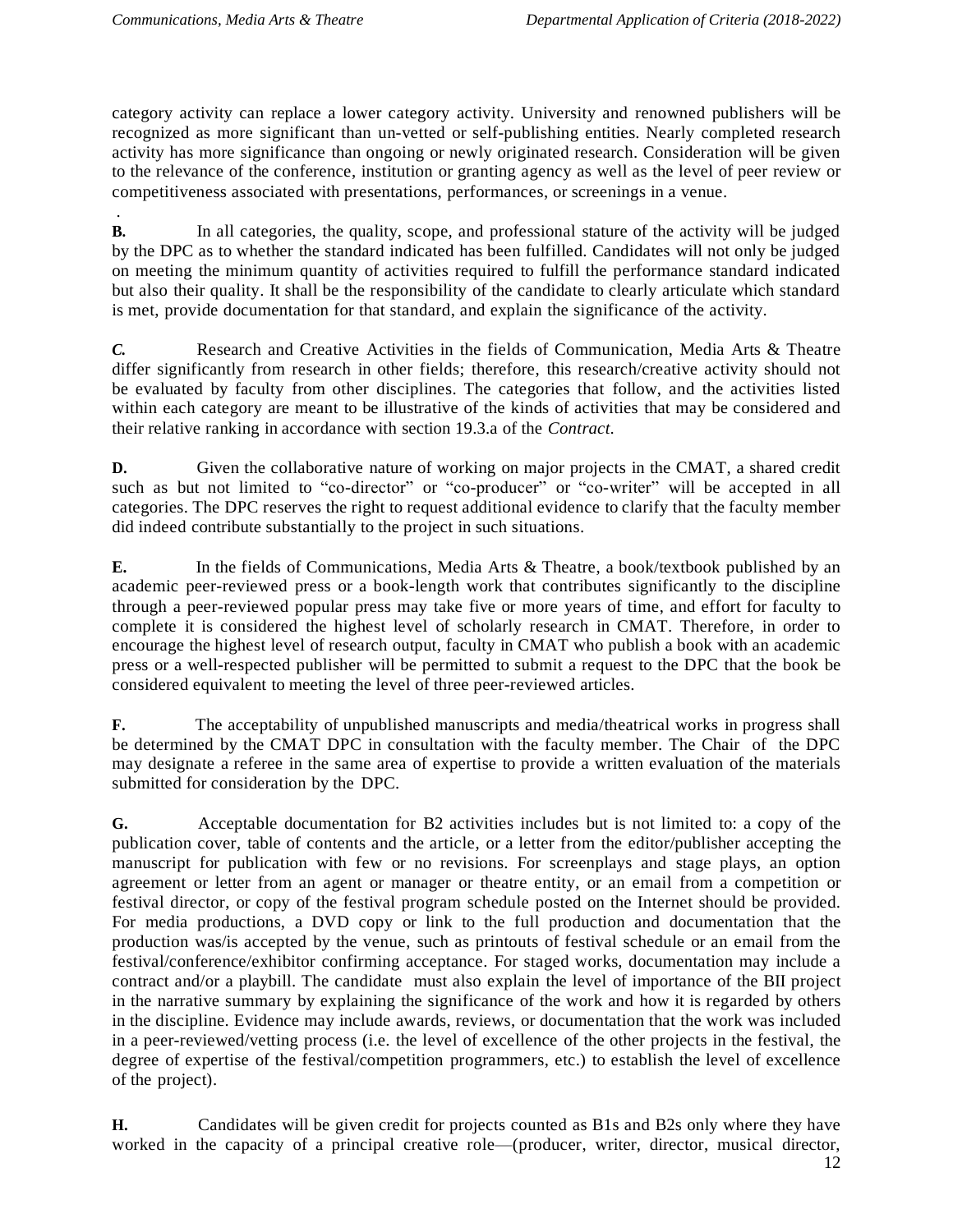category activity can replace a lower category activity. University and renowned publishers will be recognized as more significant than un-vetted or self-publishing entities. Nearly completed research activity has more significance than ongoing or newly originated research. Consideration will be given to the relevance of the conference, institution or granting agency as well as the level of peer review or competitiveness associated with presentations, performances, or screenings in a venue.

**B.** In all categories, the quality, scope, and professional stature of the activity will be judged by the DPC as to whether the standard indicated has been fulfilled. Candidates will not only be judged on meeting the minimum quantity of activities required to fulfill the performance standard indicated but also their quality. It shall be the responsibility of the candidate to clearly articulate which standard is met, provide documentation for that standard, and explain the significance of the activity.

***C.*** Research and Creative Activities in the fields of Communication, Media Arts & Theatre differ significantly from research in other fields; therefore, this research/creative activity should not be evaluated by faculty from other disciplines. The categories that follow, and the activities listed within each category are meant to be illustrative of the kinds of activities that may be considered and their relative ranking in accordance with section 19.3.a of the *Contract*.

**D.** Given the collaborative nature of working on major projects in the CMAT, a shared credit such as but not limited to "co-director" or "co-producer" or "co-writer" will be accepted in all categories. The DPC reserves the right to request additional evidence to clarify that the faculty member did indeed contribute substantially to the project in such situations.

**E.** In the fields of Communications, Media Arts & Theatre, a book/textbook published by an academic peer-reviewed press or a book-length work that contributes significantly to the discipline through a peer-reviewed popular press may take five or more years of time, and effort for faculty to complete it is considered the highest level of scholarly research in CMAT. Therefore, in order to encourage the highest level of research output, faculty in CMAT who publish a book with an academic press or a well-respected publisher will be permitted to submit a request to the DPC that the book be considered equivalent to meeting the level of three peer-reviewed articles.

**F.** The acceptability of unpublished manuscripts and media/theatrical works in progress shall be determined by the CMAT DPC in consultation with the faculty member. The Chair of the DPC may designate a referee in the same area of expertise to provide a written evaluation of the materials submitted for consideration by the DPC.

**G.** Acceptable documentation for B2 activities includes but is not limited to: a copy of the publication cover, table of contents and the article, or a letter from the editor/publisher accepting the manuscript for publication with few or no revisions. For screenplays and stage plays, an option agreement or letter from an agent or manager or theatre entity, or an email from a competition or festival director, or copy of the festival program schedule posted on the Internet should be provided. For media productions, a DVD copy or link to the full production and documentation that the production was/is accepted by the venue, such as printouts of festival schedule or an email from the festival/conference/exhibitor confirming acceptance. For staged works, documentation may include a contract and/or a playbill. The candidate must also explain the level of importance of the BII project in the narrative summary by explaining the significance of the work and how it is regarded by others in the discipline. Evidence may include awards, reviews, or documentation that the work was included in a peer-reviewed/vetting process (i.e. the level of excellence of the other projects in the festival, the degree of expertise of the festival/competition programmers, etc.) to establish the level of excellence of the project).

**H.** Candidates will be given credit for projects counted as B1s and B2s only where they have worked in the capacity of a principal creative role—(producer, writer, director, musical director,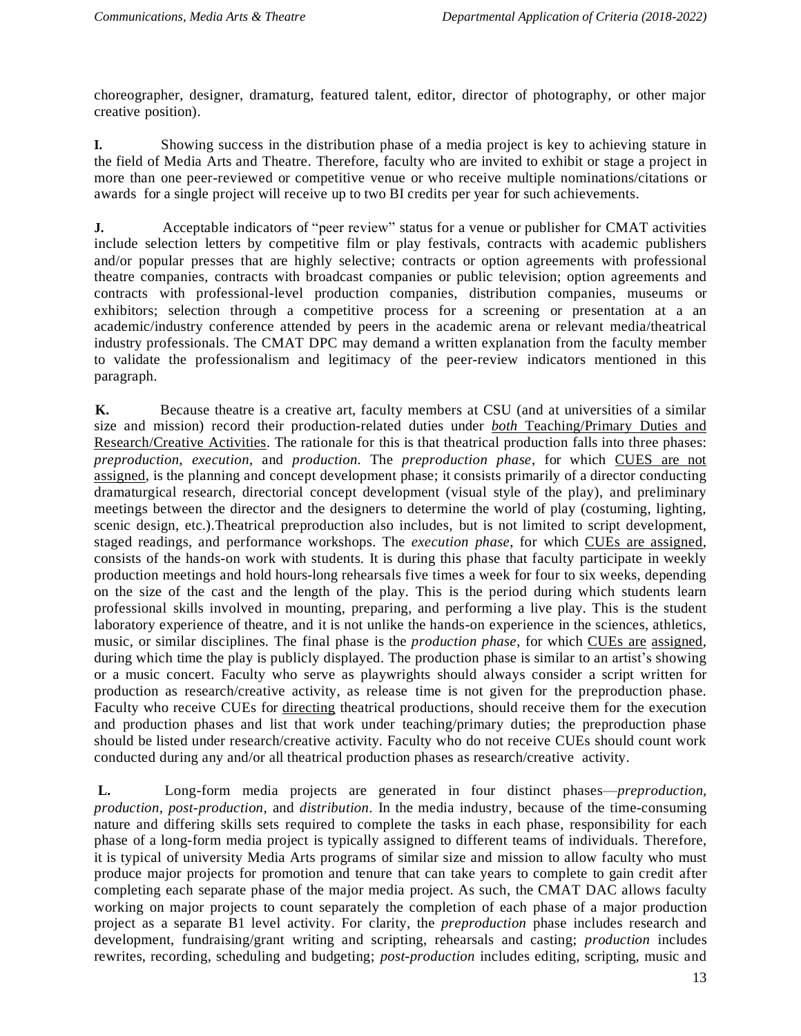choreographer, designer, dramaturg, featured talent, editor, director of photography, or other major creative position).

**I.** Showing success in the distribution phase of a media project is key to achieving stature in the field of Media Arts and Theatre. Therefore, faculty who are invited to exhibit or stage a project in more than one peer-reviewed or competitive venue or who receive multiple nominations/citations or awards for a single project will receive up to two BI credits per year for such achievements.

**J.** Acceptable indicators of "peer review" status for a venue or publisher for CMAT activities include selection letters by competitive film or play festivals, contracts with academic publishers and/or popular presses that are highly selective; contracts or option agreements with professional theatre companies, contracts with broadcast companies or public television; option agreements and contracts with professional-level production companies, distribution companies, museums or exhibitors; selection through a competitive process for a screening or presentation at a an academic/industry conference attended by peers in the academic arena or relevant media/theatrical industry professionals. The CMAT DPC may demand a written explanation from the faculty member to validate the professionalism and legitimacy of the peer-review indicators mentioned in this paragraph.

**K.** Because theatre is a creative art, faculty members at CSU (and at universities of a similar size and mission) record their production-related duties under <u>*both* Teaching/Primary Duties and Research/Creative Activities</u>. The rationale for this is that theatrical production falls into three phases: *preproduction, execution,* and *production*. The *preproduction phase*, for which <u>CUES are not assigned</u>, is the planning and concept development phase; it consists primarily of a director conducting dramaturgical research, directorial concept development (visual style of the play), and preliminary meetings between the director and the designers to determine the world of play (costuming, lighting, scenic design, etc.).Theatrical preproduction also includes, but is not limited to script development, staged readings, and performance workshops. The *execution phase*, for which <u>CUEs are assigned</u>, consists of the hands-on work with students. It is during this phase that faculty participate in weekly production meetings and hold hours-long rehearsals five times a week for four to six weeks, depending on the size of the cast and the length of the play. This is the period during which students learn professional skills involved in mounting, preparing, and performing a live play. This is the student laboratory experience of theatre, and it is not unlike the hands-on experience in the sciences, athletics, music, or similar disciplines. The final phase is the *production phase*, for which <u>CUEs are assigned</u>, during which time the play is publicly displayed. The production phase is similar to an artist's showing or a music concert. Faculty who serve as playwrights should always consider a script written for production as research/creative activity, as release time is not given for the preproduction phase. Faculty who receive CUEs for <u>directing</u> theatrical productions, should receive them for the execution and production phases and list that work under teaching/primary duties; the preproduction phase should be listed under research/creative activity. Faculty who do not receive CUEs should count work conducted during any and/or all theatrical production phases as research/creative activity.

**L.** Long-form media projects are generated in four distinct phases—*preproduction, production, post-production,* and *distribution*. In the media industry, because of the time-consuming nature and differing skills sets required to complete the tasks in each phase, responsibility for each phase of a long-form media project is typically assigned to different teams of individuals. Therefore, it is typical of university Media Arts programs of similar size and mission to allow faculty who must produce major projects for promotion and tenure that can take years to complete to gain credit after completing each separate phase of the major media project. As such, the CMAT DAC allows faculty working on major projects to count separately the completion of each phase of a major production project as a separate B1 level activity. For clarity, the *preproduction* phase includes research and development, fundraising/grant writing and scripting, rehearsals and casting; *production* includes rewrites, recording, scheduling and budgeting; *post-production* includes editing, scripting, music and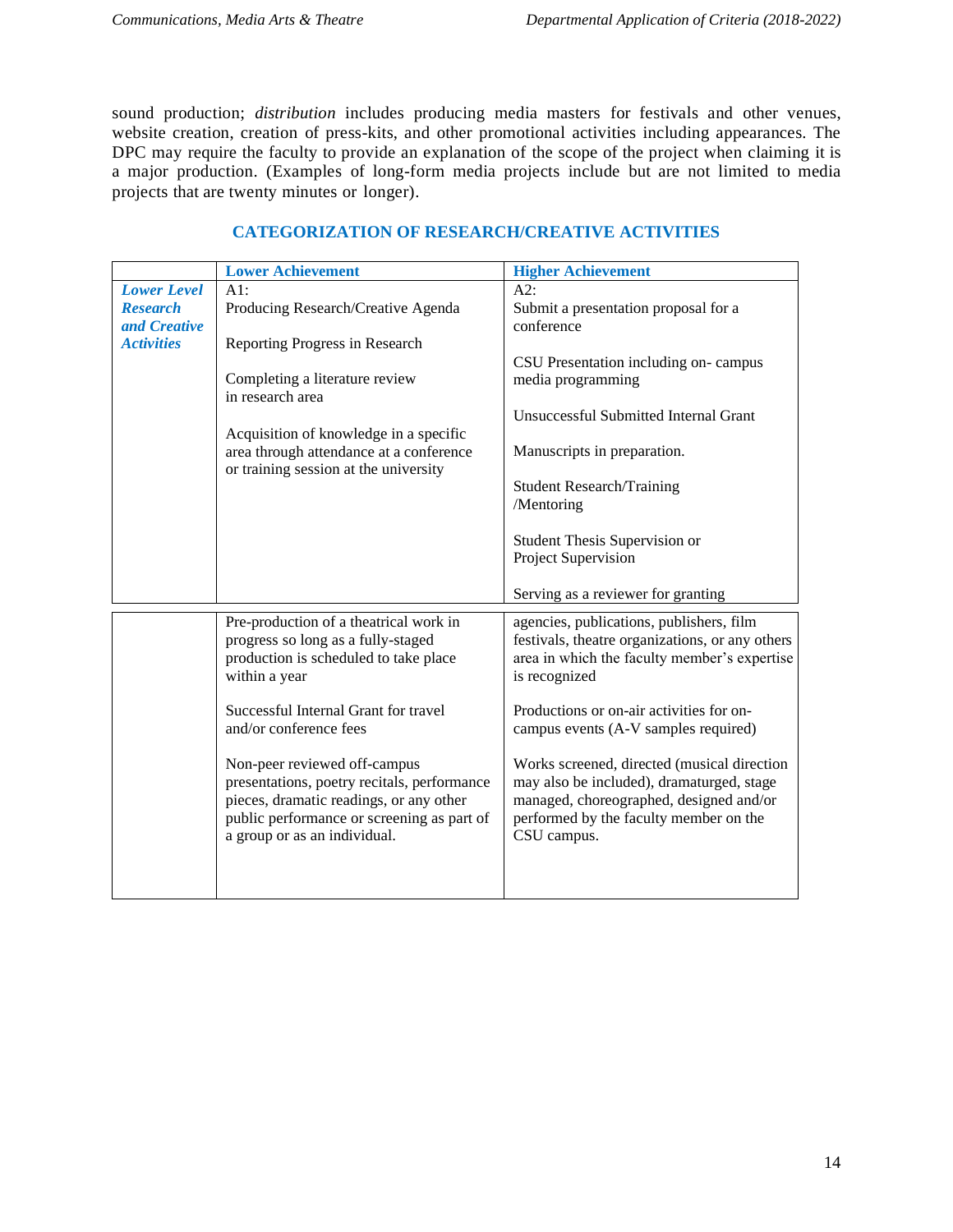sound production; *distribution* includes producing media masters for festivals and other venues, website creation, creation of press-kits, and other promotional activities including appearances. The DPC may require the faculty to provide an explanation of the scope of the project when claiming it is a major production. (Examples of long-form media projects include but are not limited to media projects that are twenty minutes or longer).

## CATEGORIZATION OF RESEARCH/CREATIVE ACTIVITIES

| | **Lower Achievement** | **Higher Achievement** |
|---|---|---|
| ***Lower Level Research and Creative Activities*** | A1:<br><br>Producing Research/Creative Agenda<br><br>Reporting Progress in Research<br><br>Completing a literature review in research area<br><br>Acquisition of knowledge in a specific area through attendance at a conference or training session at the university<br><br>Pre-production of a theatrical work in progress so long as a fully-staged production is scheduled to take place within a year<br><br>Successful Internal Grant for travel and/or conference fees<br><br>Non-peer reviewed off-campus presentations, poetry recitals, performance pieces, dramatic readings, or any other public performance or screening as part of a group or as an individual. | A2:<br><br>Submit a presentation proposal for a conference<br><br>CSU Presentation including on- campus media programming<br><br>Unsuccessful Submitted Internal Grant<br><br>Manuscripts in preparation.<br><br>Student Research/Training /Mentoring<br><br>Student Thesis Supervision or Project Supervision<br><br>Serving as a reviewer for granting agencies, publications, publishers, film festivals, theatre organizations, or any others area in which the faculty member's expertise is recognized<br><br>Productions or on-air activities for on-campus events (A-V samples required)<br><br>Works screened, directed (musical direction may also be included), dramaturged, stage managed, choreographed, designed and/or performed by the faculty member on the CSU campus. |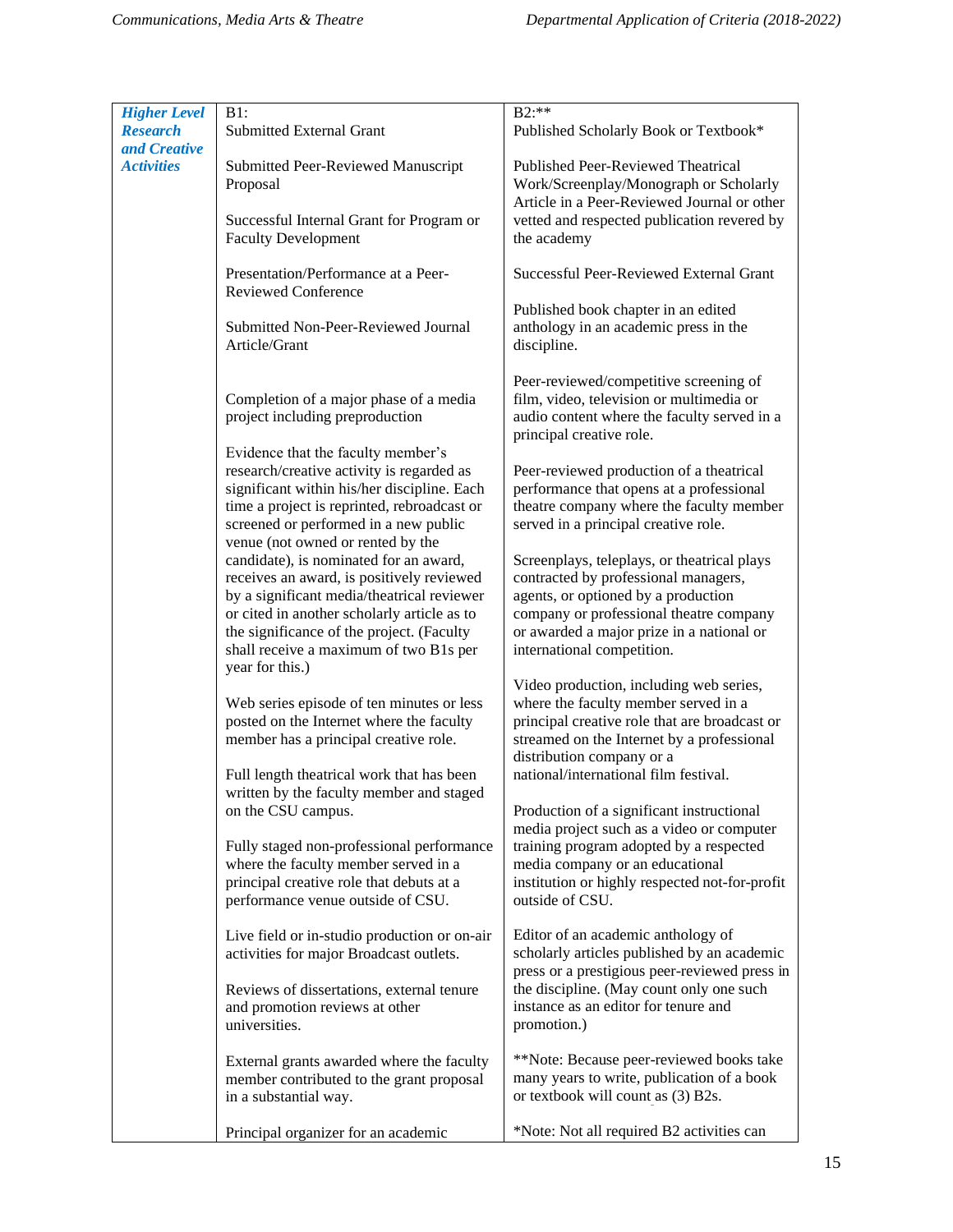| | | |
|---|---|---|
| ***Higher Level Research and Creative Activities*** | B1:<br>Submitted External Grant<br><br>Submitted Peer-Reviewed Manuscript Proposal<br><br>Successful Internal Grant for Program or Faculty Development<br><br>Presentation/Performance at a Peer-Reviewed Conference<br><br>Submitted Non-Peer-Reviewed Journal Article/Grant<br><br>Completion of a major phase of a media project including preproduction<br><br>Evidence that the faculty member's research/creative activity is regarded as significant within his/her discipline. Each time a project is reprinted, rebroadcast or screened or performed in a new public venue (not owned or rented by the candidate), is nominated for an award, receives an award, is positively reviewed by a significant media/theatrical reviewer or cited in another scholarly article as to the significance of the project. (Faculty shall receive a maximum of two B1s per year for this.)<br><br>Web series episode of ten minutes or less posted on the Internet where the faculty member has a principal creative role.<br><br>Full length theatrical work that has been written by the faculty member and staged on the CSU campus.<br><br>Fully staged non-professional performance where the faculty member served in a principal creative role that debuts at a performance venue outside of CSU.<br><br>Live field or in-studio production or on-air activities for major Broadcast outlets.<br><br>Reviews of dissertations, external tenure and promotion reviews at other universities.<br><br>External grants awarded where the faculty member contributed to the grant proposal in a substantial way.<br><br>Principal organizer for an academic | B2:**<br>Published Scholarly Book or Textbook*<br><br>Published Peer-Reviewed Theatrical Work/Screenplay/Monograph or Scholarly Article in a Peer-Reviewed Journal or other vetted and respected publication revered by the academy<br><br>Successful Peer-Reviewed External Grant<br><br>Published book chapter in an edited anthology in an academic press in the discipline.<br><br>Peer-reviewed/competitive screening of film, video, television or multimedia or audio content where the faculty served in a principal creative role.<br><br>Peer-reviewed production of a theatrical performance that opens at a professional theatre company where the faculty member served in a principal creative role.<br><br>Screenplays, teleplays, or theatrical plays contracted by professional managers, agents, or optioned by a production company or professional theatre company or awarded a major prize in a national or international competition.<br><br>Video production, including web series, where the faculty member served in a principal creative role that are broadcast or streamed on the Internet by a professional distribution company or a national/international film festival.<br><br>Production of a significant instructional media project such as a video or computer training program adopted by a respected media company or an educational institution or highly respected not-for-profit outside of CSU.<br><br>Editor of an academic anthology of scholarly articles published by an academic press or a prestigious peer-reviewed press in the discipline. (May count only one such instance as an editor for tenure and promotion.)<br><br>**Note: Because peer-reviewed books take many years to write, publication of a book or textbook will count as (3) B2s.<br><br>*Note: Not all required B2 activities can |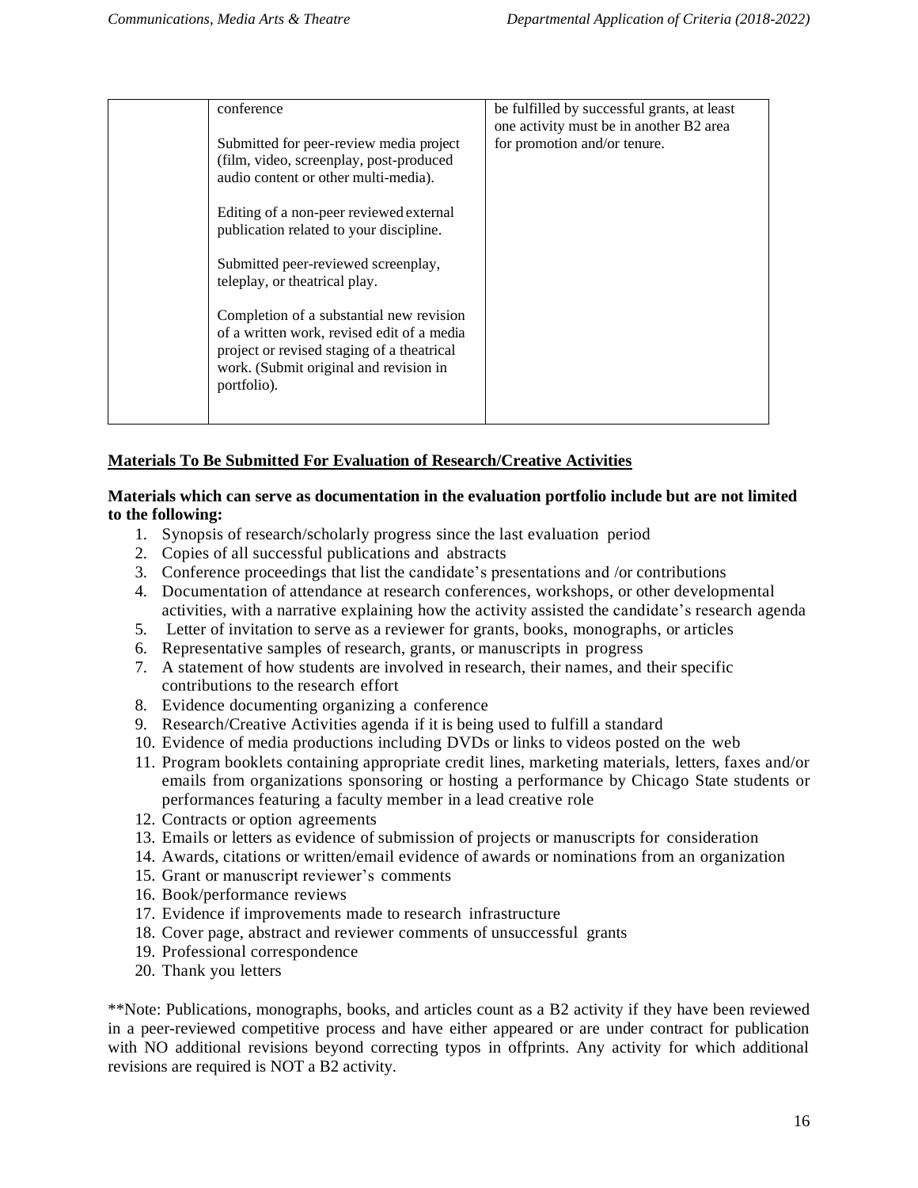| | | |
|---|---|---|
| | conference<br><br>Submitted for peer-review media project (film, video, screenplay, post-produced audio content or other multi-media).<br><br>Editing of a non-peer reviewed external publication related to your discipline.<br><br>Submitted peer-reviewed screenplay, teleplay, or theatrical play.<br><br>Completion of a substantial new revision of a written work, revised edit of a media project or revised staging of a theatrical work. (Submit original and revision in portfolio). | be fulfilled by successful grants, at least one activity must be in another B2 area for promotion and/or tenure. |

**<u>Materials To Be Submitted For Evaluation of Research/Creative Activities</u>**

**Materials which can serve as documentation in the evaluation portfolio include but are not limited to the following:**

1. Synopsis of research/scholarly progress since the last evaluation period
2. Copies of all successful publications and abstracts
3. Conference proceedings that list the candidate's presentations and /or contributions
4. Documentation of attendance at research conferences, workshops, or other developmental activities, with a narrative explaining how the activity assisted the candidate's research agenda
5. Letter of invitation to serve as a reviewer for grants, books, monographs, or articles
6. Representative samples of research, grants, or manuscripts in progress
7. A statement of how students are involved in research, their names, and their specific contributions to the research effort
8. Evidence documenting organizing a conference
9. Research/Creative Activities agenda if it is being used to fulfill a standard
10. Evidence of media productions including DVDs or links to videos posted on the web
11. Program booklets containing appropriate credit lines, marketing materials, letters, faxes and/or emails from organizations sponsoring or hosting a performance by Chicago State students or performances featuring a faculty member in a lead creative role
12. Contracts or option agreements
13. Emails or letters as evidence of submission of projects or manuscripts for consideration
14. Awards, citations or written/email evidence of awards or nominations from an organization
15. Grant or manuscript reviewer's comments
16. Book/performance reviews
17. Evidence if improvements made to research infrastructure
18. Cover page, abstract and reviewer comments of unsuccessful grants
19. Professional correspondence
20. Thank you letters

**Note: Publications, monographs, books, and articles count as a B2 activity if they have been reviewed in a peer-reviewed competitive process and have either appeared or are under contract for publication with NO additional revisions beyond correcting typos in offprints. Any activity for which additional revisions are required is NOT a B2 activity.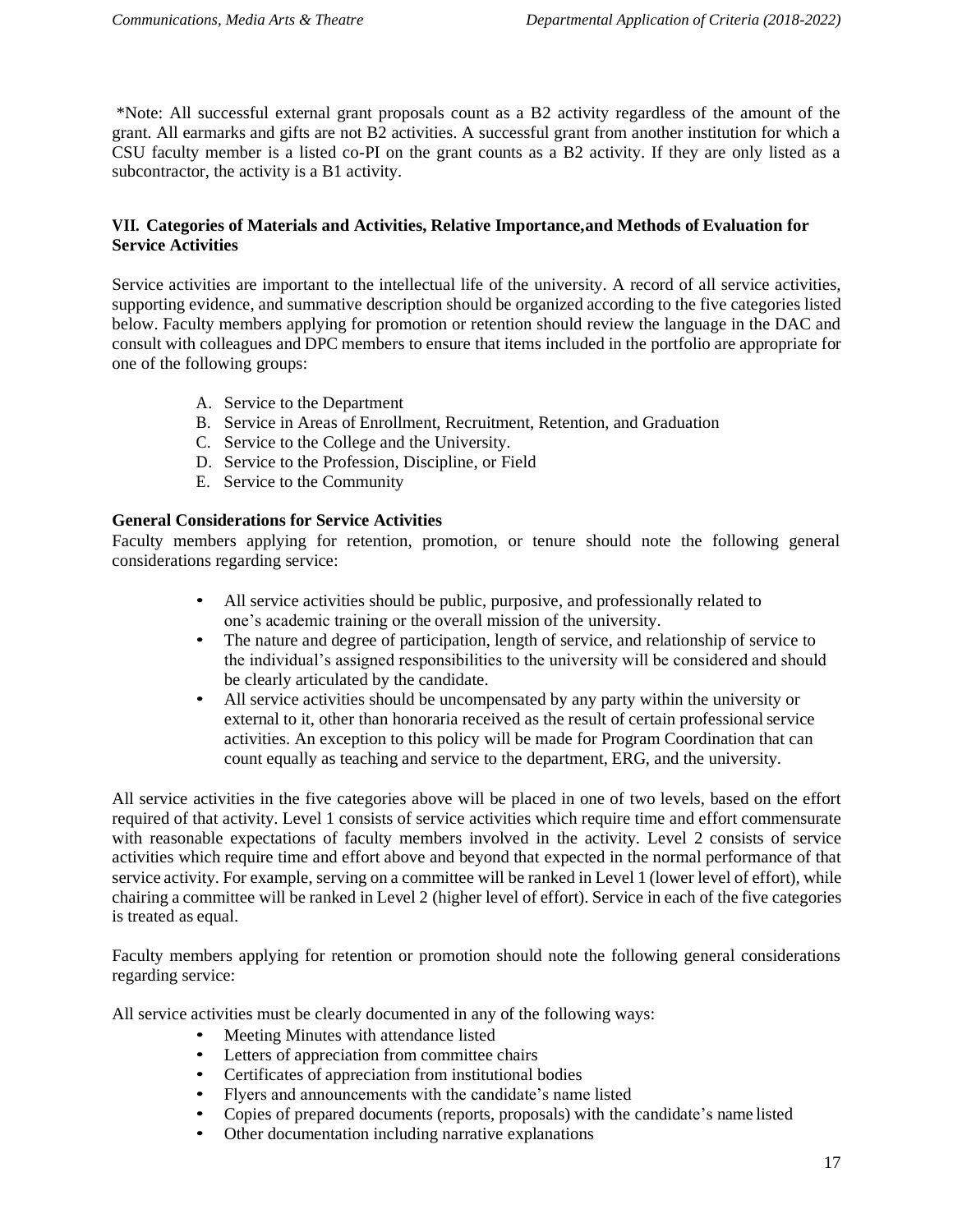*Note: All successful external grant proposals count as a B2 activity regardless of the amount of the grant. All earmarks and gifts are not B2 activities. A successful grant from another institution for which a CSU faculty member is a listed co-PI on the grant counts as a B2 activity. If they are only listed as a subcontractor, the activity is a B1 activity.

## VII. Categories of Materials and Activities, Relative Importance, and Methods of Evaluation for Service Activities

Service activities are important to the intellectual life of the university. A record of all service activities, supporting evidence, and summative description should be organized according to the five categories listed below. Faculty members applying for promotion or retention should review the language in the DAC and consult with colleagues and DPC members to ensure that items included in the portfolio are appropriate for one of the following groups:

A. Service to the Department
B. Service in Areas of Enrollment, Recruitment, Retention, and Graduation
C. Service to the College and the University.
D. Service to the Profession, Discipline, or Field
E. Service to the Community

### General Considerations for Service Activities

Faculty members applying for retention, promotion, or tenure should note the following general considerations regarding service:

- All service activities should be public, purposive, and professionally related to one's academic training or the overall mission of the university.
- The nature and degree of participation, length of service, and relationship of service to the individual's assigned responsibilities to the university will be considered and should be clearly articulated by the candidate.
- All service activities should be uncompensated by any party within the university or external to it, other than honoraria received as the result of certain professional service activities. An exception to this policy will be made for Program Coordination that can count equally as teaching and service to the department, ERG, and the university.

All service activities in the five categories above will be placed in one of two levels, based on the effort required of that activity. Level 1 consists of service activities which require time and effort commensurate with reasonable expectations of faculty members involved in the activity. Level 2 consists of service activities which require time and effort above and beyond that expected in the normal performance of that service activity. For example, serving on a committee will be ranked in Level 1 (lower level of effort), while chairing a committee will be ranked in Level 2 (higher level of effort). Service in each of the five categories is treated as equal.

Faculty members applying for retention or promotion should note the following general considerations regarding service:

All service activities must be clearly documented in any of the following ways:

- Meeting Minutes with attendance listed
- Letters of appreciation from committee chairs
- Certificates of appreciation from institutional bodies
- Flyers and announcements with the candidate's name listed
- Copies of prepared documents (reports, proposals) with the candidate's name listed
- Other documentation including narrative explanations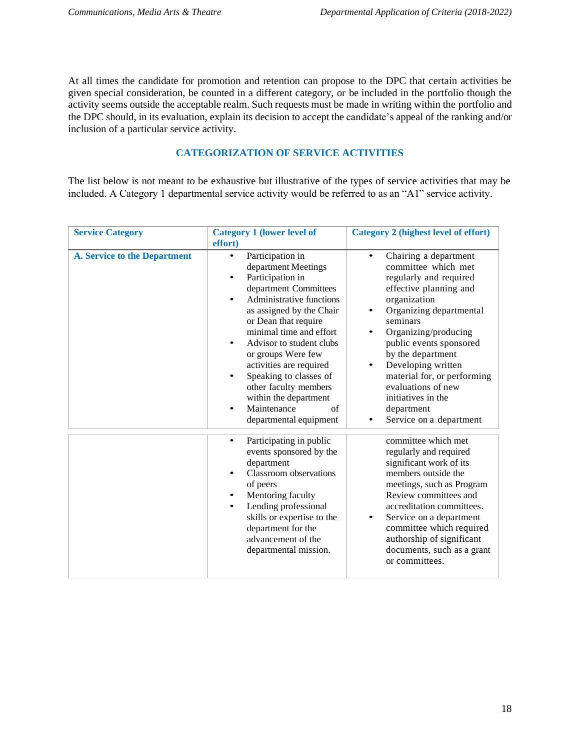At all times the candidate for promotion and retention can propose to the DPC that certain activities be given special consideration, be counted in a different category, or be included in the portfolio though the activity seems outside the acceptable realm. Such requests must be made in writing within the portfolio and the DPC should, in its evaluation, explain its decision to accept the candidate's appeal of the ranking and/or inclusion of a particular service activity.

## CATEGORIZATION OF SERVICE ACTIVITIES

The list below is not meant to be exhaustive but illustrative of the types of service activities that may be included. A Category 1 departmental service activity would be referred to as an "A1" service activity.

| Service Category | Category 1 (lower level of effort) | Category 2 (highest level of effort) |
|---|---|---|
| **A. Service to the Department** | • Participation in department Meetings<br>• Participation in department Committees<br>• Administrative functions as assigned by the Chair or Dean that require minimal time and effort<br>• Advisor to student clubs or groups Were few activities are required<br>• Speaking to classes of other faculty members within the department<br>• Maintenance of departmental equipment<br>• Participating in public events sponsored by the department<br>• Classroom observations of peers<br>• Mentoring faculty<br>• Lending professional skills or expertise to the department for the advancement of the departmental mission. | • Chairing a department committee which met regularly and required effective planning and organization<br>• Organizing departmental seminars<br>• Organizing/producing public events sponsored by the department<br>• Developing written material for, or performing evaluations of new initiatives in the department<br>• Service on a department committee which met regularly and required significant work of its members outside the meetings, such as Program Review committees and accreditation committees.<br>• Service on a department committee which required authorship of significant documents, such as a grant or committees. |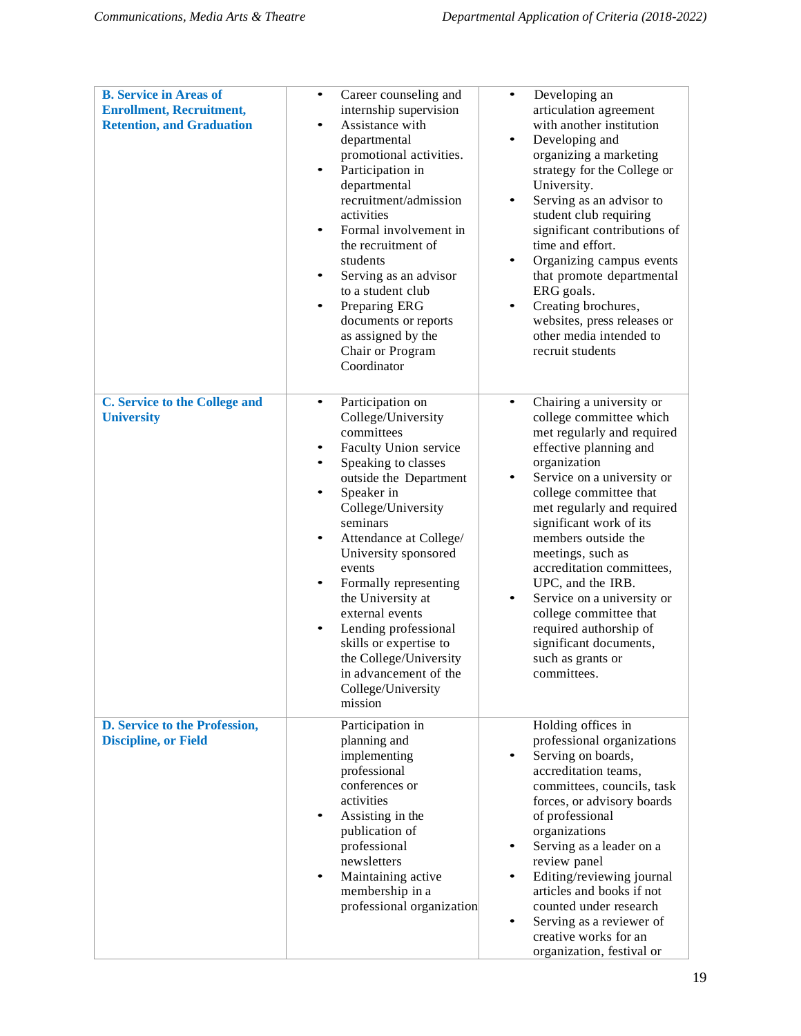| | | |
|---|---|---|
| **B. Service in Areas of Enrollment, Recruitment, Retention, and Graduation** | • Career counseling and internship supervision<br>• Assistance with departmental promotional activities.<br>• Participation in departmental recruitment/admission activities<br>• Formal involvement in the recruitment of students<br>• Serving as an advisor to a student club<br>• Preparing ERG documents or reports as assigned by the Chair or Program Coordinator | • Developing an articulation agreement with another institution<br>• Developing and organizing a marketing strategy for the College or University.<br>• Serving as an advisor to student club requiring significant contributions of time and effort.<br>• Organizing campus events that promote departmental ERG goals.<br>• Creating brochures, websites, press releases or other media intended to recruit students |
| **C. Service to the College and University** | • Participation on College/University committees<br>• Faculty Union service<br>• Speaking to classes outside the Department<br>• Speaker in College/University seminars<br>• Attendance at College/ University sponsored events<br>• Formally representing the University at external events<br>• Lending professional skills or expertise to the College/University in advancement of the College/University mission | • Chairing a university or college committee which met regularly and required effective planning and organization<br>• Service on a university or college committee that met regularly and required significant work of its members outside the meetings, such as accreditation committees, UPC, and the IRB.<br>• Service on a university or college committee that required authorship of significant documents, such as grants or committees. |
| **D. Service to the Profession, Discipline, or Field** | Participation in planning and implementing professional conferences or activities<br>• Assisting in the publication of professional newsletters<br>• Maintaining active membership in a professional organization | Holding offices in professional organizations<br>• Serving on boards, accreditation teams, committees, councils, task forces, or advisory boards of professional organizations<br>• Serving as a leader on a review panel<br>• Editing/reviewing journal articles and books if not counted under research<br>• Serving as a reviewer of creative works for an organization, festival or |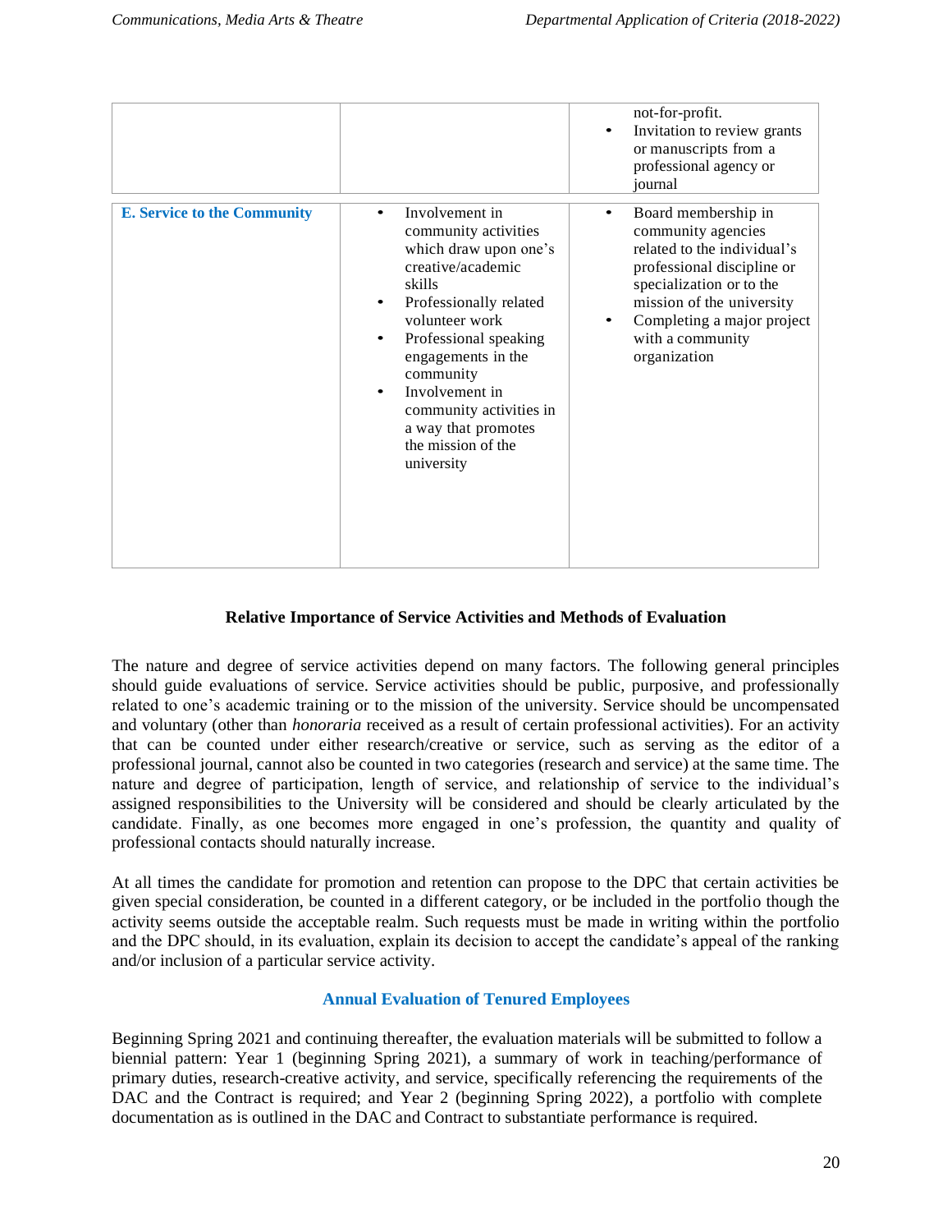| | | |
|---|---|---|
| | | not-for-profit.<br>• Invitation to review grants or manuscripts from a professional agency or journal |
| **E. Service to the Community** | • Involvement in community activities which draw upon one's creative/academic skills<br>• Professionally related volunteer work<br>• Professional speaking engagements in the community<br>• Involvement in community activities in a way that promotes the mission of the university | • Board membership in community agencies related to the individual's professional discipline or specialization or to the mission of the university<br>• Completing a major project with a community organization |

### Relative Importance of Service Activities and Methods of Evaluation

The nature and degree of service activities depend on many factors. The following general principles should guide evaluations of service. Service activities should be public, purposive, and professionally related to one's academic training or to the mission of the university. Service should be uncompensated and voluntary (other than *honoraria* received as a result of certain professional activities). For an activity that can be counted under either research/creative or service, such as serving as the editor of a professional journal, cannot also be counted in two categories (research and service) at the same time. The nature and degree of participation, length of service, and relationship of service to the individual's assigned responsibilities to the University will be considered and should be clearly articulated by the candidate. Finally, as one becomes more engaged in one's profession, the quantity and quality of professional contacts should naturally increase.

At all times the candidate for promotion and retention can propose to the DPC that certain activities be given special consideration, be counted in a different category, or be included in the portfolio though the activity seems outside the acceptable realm. Such requests must be made in writing within the portfolio and the DPC should, in its evaluation, explain its decision to accept the candidate's appeal of the ranking and/or inclusion of a particular service activity.

### Annual Evaluation of Tenured Employees

Beginning Spring 2021 and continuing thereafter, the evaluation materials will be submitted to follow a biennial pattern: Year 1 (beginning Spring 2021), a summary of work in teaching/performance of primary duties, research-creative activity, and service, specifically referencing the requirements of the DAC and the Contract is required; and Year 2 (beginning Spring 2022), a portfolio with complete documentation as is outlined in the DAC and Contract to substantiate performance is required.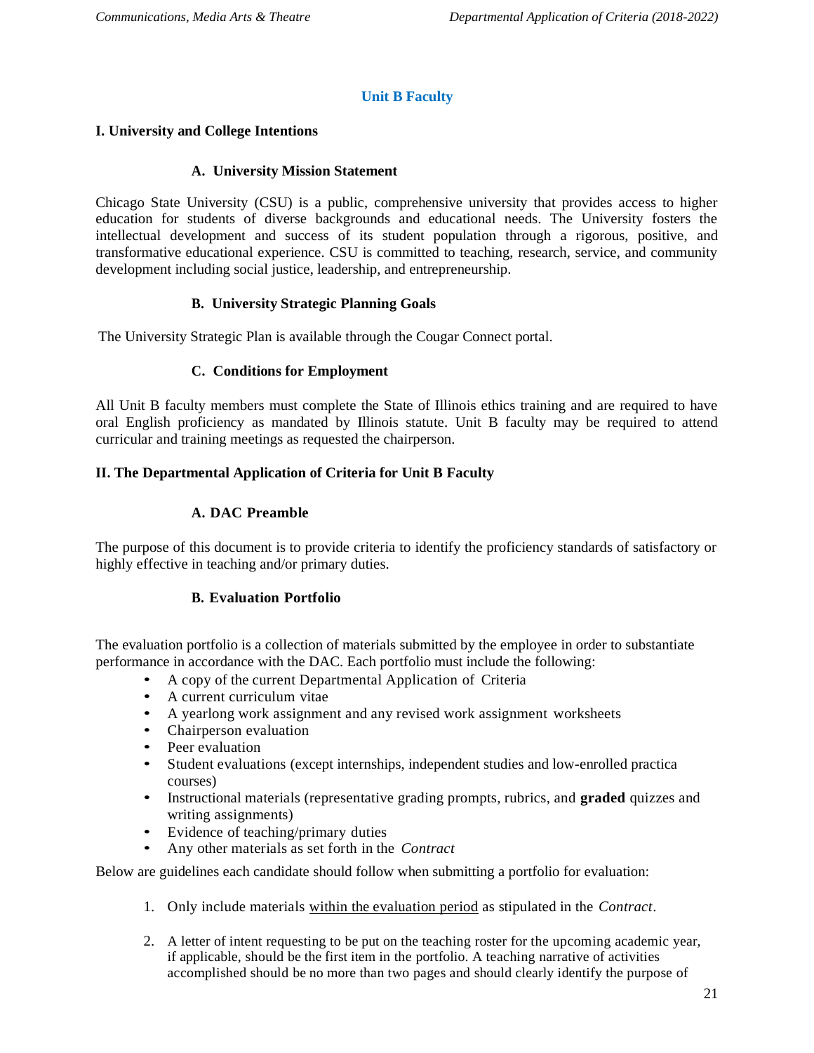## Unit B Faculty

### I. University and College Intentions

#### A. University Mission Statement

Chicago State University (CSU) is a public, comprehensive university that provides access to higher education for students of diverse backgrounds and educational needs. The University fosters the intellectual development and success of its student population through a rigorous, positive, and transformative educational experience. CSU is committed to teaching, research, service, and community development including social justice, leadership, and entrepreneurship.

#### B. University Strategic Planning Goals

The University Strategic Plan is available through the Cougar Connect portal.

#### C. Conditions for Employment

All Unit B faculty members must complete the State of Illinois ethics training and are required to have oral English proficiency as mandated by Illinois statute. Unit B faculty may be required to attend curricular and training meetings as requested the chairperson.

### II. The Departmental Application of Criteria for Unit B Faculty

#### A. DAC Preamble

The purpose of this document is to provide criteria to identify the proficiency standards of satisfactory or highly effective in teaching and/or primary duties.

#### B. Evaluation Portfolio

The evaluation portfolio is a collection of materials submitted by the employee in order to substantiate performance in accordance with the DAC. Each portfolio must include the following:

- A copy of the current Departmental Application of Criteria
- A current curriculum vitae
- A yearlong work assignment and any revised work assignment worksheets
- Chairperson evaluation
- Peer evaluation
- Student evaluations (except internships, independent studies and low-enrolled practica courses)
- Instructional materials (representative grading prompts, rubrics, and **graded** quizzes and writing assignments)
- Evidence of teaching/primary duties
- Any other materials as set forth in the *Contract*

Below are guidelines each candidate should follow when submitting a portfolio for evaluation:

1. Only include materials <u>within the evaluation period</u> as stipulated in the *Contract*.
2. A letter of intent requesting to be put on the teaching roster for the upcoming academic year, if applicable, should be the first item in the portfolio. A teaching narrative of activities accomplished should be no more than two pages and should clearly identify the purpose of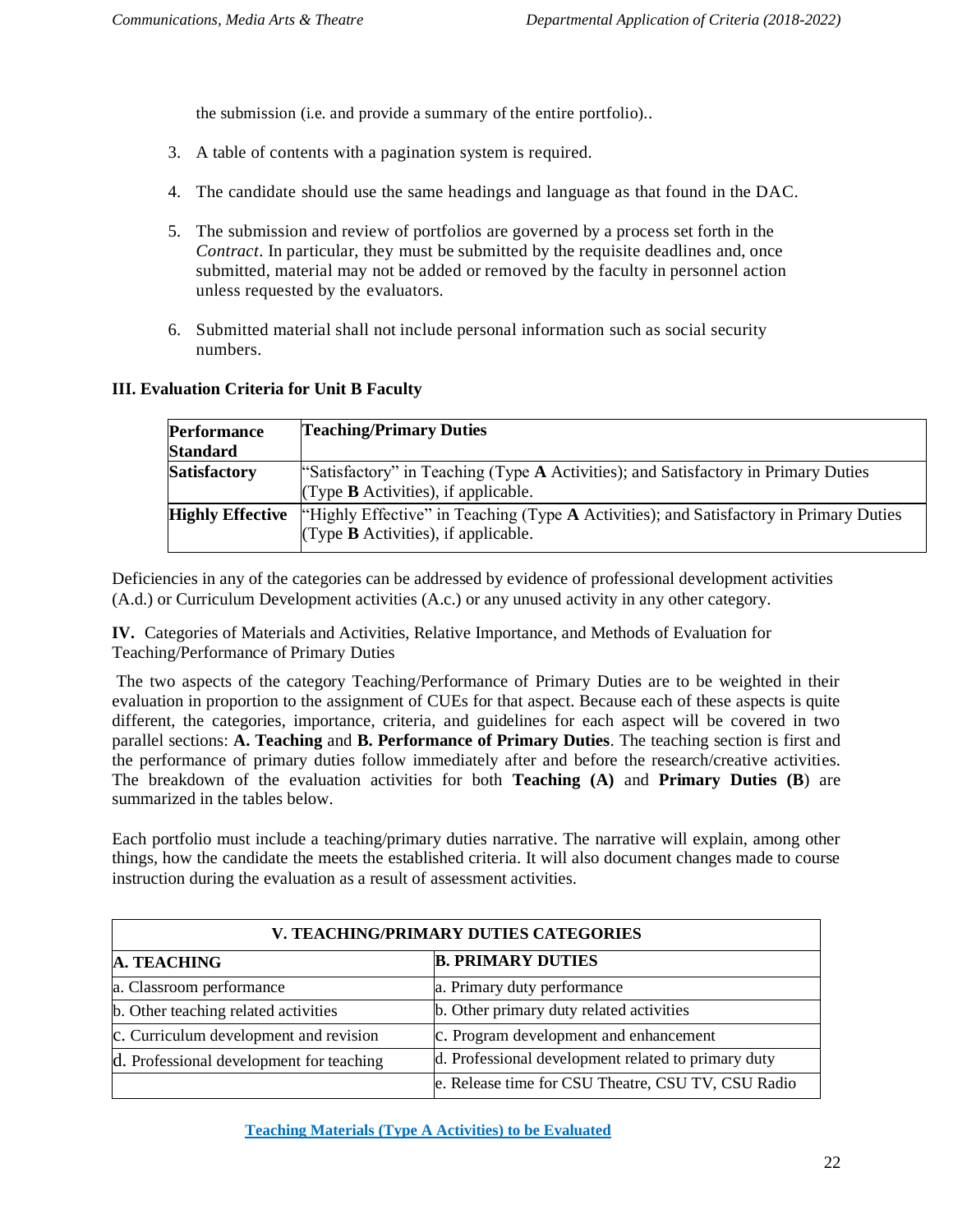the submission (i.e. and provide a summary of the entire portfolio)..

3. A table of contents with a pagination system is required.

4. The candidate should use the same headings and language as that found in the DAC.

5. The submission and review of portfolios are governed by a process set forth in the *Contract*. In particular, they must be submitted by the requisite deadlines and, once submitted, material may not be added or removed by the faculty in personnel action unless requested by the evaluators.

6. Submitted material shall not include personal information such as social security numbers.

### III. Evaluation Criteria for Unit B Faculty

| **Performance Standard** | **Teaching/Primary Duties** |
|---|---|
| **Satisfactory** | "Satisfactory" in Teaching (Type **A** Activities); and Satisfactory in Primary Duties (Type **B** Activities), if applicable. |
| **Highly Effective** | "Highly Effective" in Teaching (Type **A** Activities); and Satisfactory in Primary Duties (Type **B** Activities), if applicable. |

Deficiencies in any of the categories can be addressed by evidence of professional development activities (A.d.) or Curriculum Development activities (A.c.) or any unused activity in any other category.

**IV.** Categories of Materials and Activities, Relative Importance, and Methods of Evaluation for Teaching/Performance of Primary Duties

The two aspects of the category Teaching/Performance of Primary Duties are to be weighted in their evaluation in proportion to the assignment of CUEs for that aspect. Because each of these aspects is quite different, the categories, importance, criteria, and guidelines for each aspect will be covered in two parallel sections: **A. Teaching** and **B. Performance of Primary Duties**. The teaching section is first and the performance of primary duties follow immediately after and before the research/creative activities. The breakdown of the evaluation activities for both **Teaching (A)** and **Primary Duties (B**) are summarized in the tables below.

Each portfolio must include a teaching/primary duties narrative. The narrative will explain, among other things, how the candidate the meets the established criteria. It will also document changes made to course instruction during the evaluation as a result of assessment activities.

| **V. TEACHING/PRIMARY DUTIES CATEGORIES** | |
|---|---|
| **A. TEACHING** | **B. PRIMARY DUTIES** |
| a. Classroom performance | a. Primary duty performance |
| b. Other teaching related activities | b. Other primary duty related activities |
| c. Curriculum development and revision | c. Program development and enhancement |
| d. Professional development for teaching | d. Professional development related to primary duty |
| | e. Release time for CSU Theatre, CSU TV, CSU Radio |

**Teaching Materials (Type A Activities) to be Evaluated**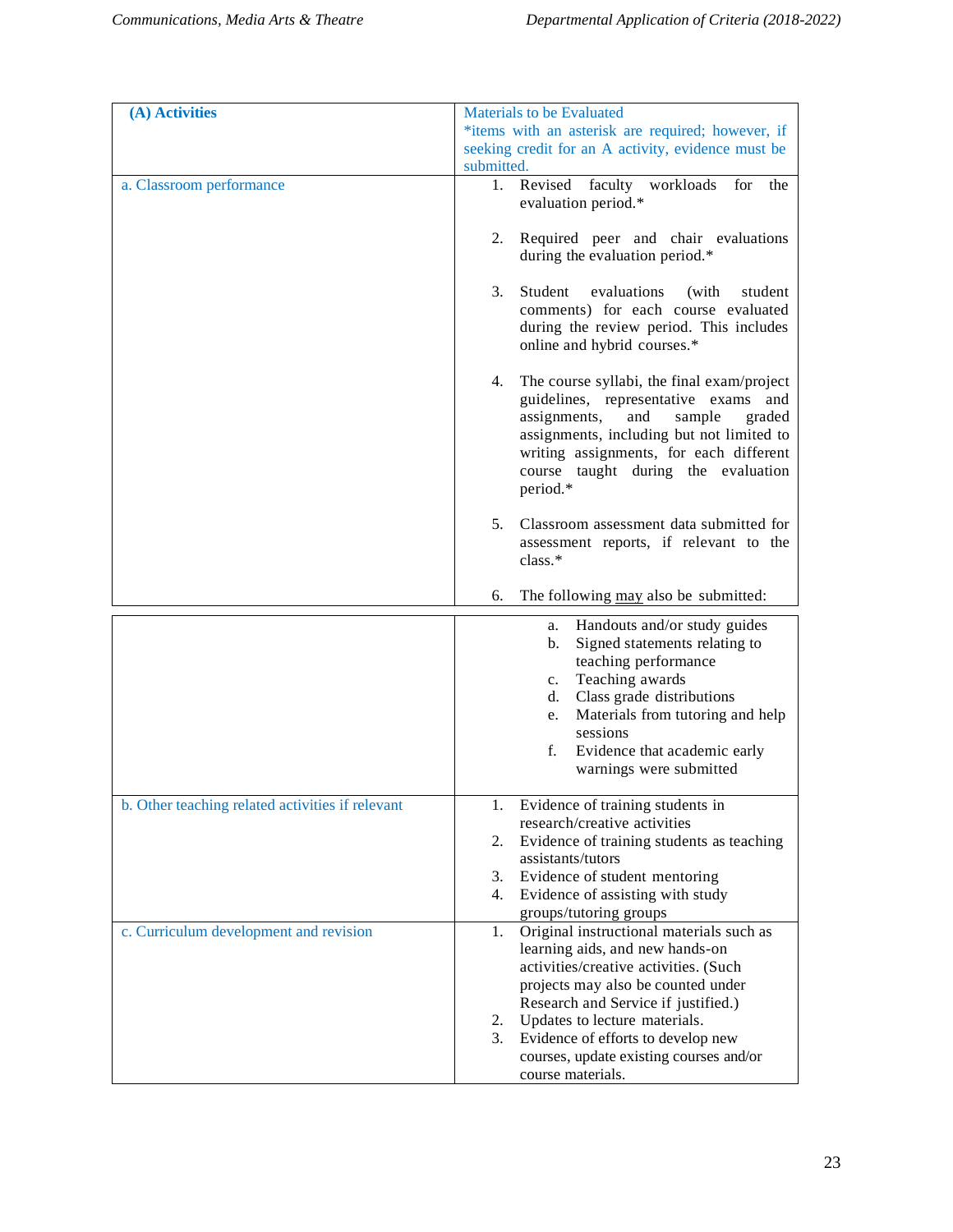| (A) Activities | Materials to be Evaluated<br>*items with an asterisk are required; however, if seeking credit for an A activity, evidence must be submitted. |
|---|---|
| a. Classroom performance | 1. Revised faculty workloads for the evaluation period.*<br><br>2. Required peer and chair evaluations during the evaluation period.*<br><br>3. Student evaluations (with student comments) for each course evaluated during the review period. This includes online and hybrid courses.*<br><br>4. The course syllabi, the final exam/project guidelines, representative exams and assignments, and sample graded assignments, including but not limited to writing assignments, for each different course taught during the evaluation period.*<br><br>5. Classroom assessment data submitted for assessment reports, if relevant to the class.*<br><br>6. The following may also be submitted:<br>a. Handouts and/or study guides<br>b. Signed statements relating to teaching performance<br>c. Teaching awards<br>d. Class grade distributions<br>e. Materials from tutoring and help sessions<br>f. Evidence that academic early warnings were submitted |
| b. Other teaching related activities if relevant | 1. Evidence of training students in research/creative activities<br>2. Evidence of training students as teaching assistants/tutors<br>3. Evidence of student mentoring<br>4. Evidence of assisting with study groups/tutoring groups |
| c. Curriculum development and revision | 1. Original instructional materials such as learning aids, and new hands-on activities/creative activities. (Such projects may also be counted under Research and Service if justified.)<br>2. Updates to lecture materials.<br>3. Evidence of efforts to develop new courses, update existing courses and/or course materials. |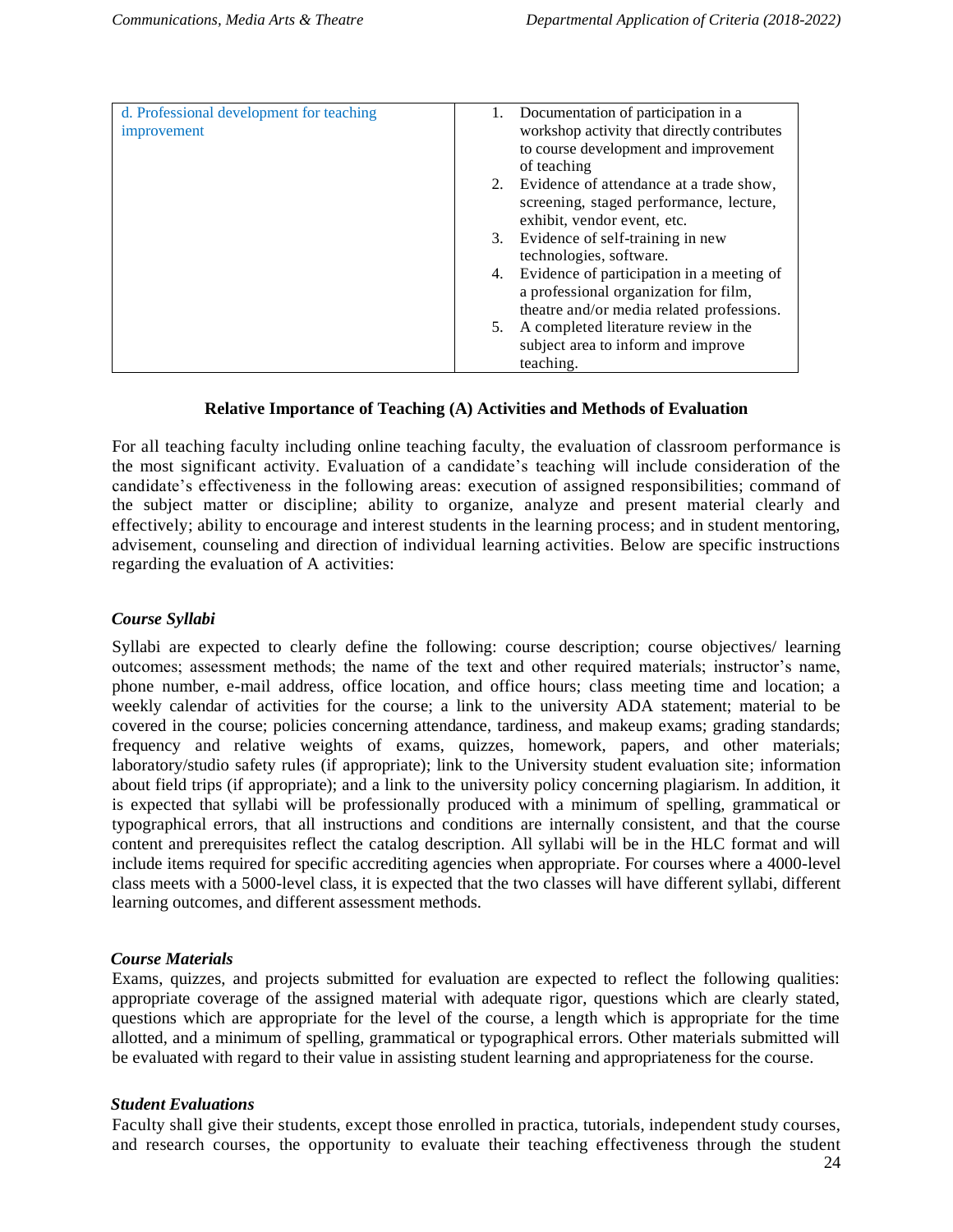| d. Professional development for teaching improvement | 1. Documentation of participation in a workshop activity that directly contributes to course development and improvement of teaching<br>2. Evidence of attendance at a trade show, screening, staged performance, lecture, exhibit, vendor event, etc.<br>3. Evidence of self-training in new technologies, software.<br>4. Evidence of participation in a meeting of a professional organization for film, theatre and/or media related professions.<br>5. A completed literature review in the subject area to inform and improve teaching. |
|---|---|

**Relative Importance of Teaching (A) Activities and Methods of Evaluation**

For all teaching faculty including online teaching faculty, the evaluation of classroom performance is the most significant activity. Evaluation of a candidate's teaching will include consideration of the candidate's effectiveness in the following areas: execution of assigned responsibilities; command of the subject matter or discipline; ability to organize, analyze and present material clearly and effectively; ability to encourage and interest students in the learning process; and in student mentoring, advisement, counseling and direction of individual learning activities. Below are specific instructions regarding the evaluation of A activities:

***Course Syllabi***

Syllabi are expected to clearly define the following: course description; course objectives/ learning outcomes; assessment methods; the name of the text and other required materials; instructor's name, phone number, e-mail address, office location, and office hours; class meeting time and location; a weekly calendar of activities for the course; a link to the university ADA statement; material to be covered in the course; policies concerning attendance, tardiness, and makeup exams; grading standards; frequency and relative weights of exams, quizzes, homework, papers, and other materials; laboratory/studio safety rules (if appropriate); link to the University student evaluation site; information about field trips (if appropriate); and a link to the university policy concerning plagiarism. In addition, it is expected that syllabi will be professionally produced with a minimum of spelling, grammatical or typographical errors, that all instructions and conditions are internally consistent, and that the course content and prerequisites reflect the catalog description. All syllabi will be in the HLC format and will include items required for specific accrediting agencies when appropriate. For courses where a 4000-level class meets with a 5000-level class, it is expected that the two classes will have different syllabi, different learning outcomes, and different assessment methods.

***Course Materials***

Exams, quizzes, and projects submitted for evaluation are expected to reflect the following qualities: appropriate coverage of the assigned material with adequate rigor, questions which are clearly stated, questions which are appropriate for the level of the course, a length which is appropriate for the time allotted, and a minimum of spelling, grammatical or typographical errors. Other materials submitted will be evaluated with regard to their value in assisting student learning and appropriateness for the course.

***Student Evaluations***

Faculty shall give their students, except those enrolled in practica, tutorials, independent study courses, and research courses, the opportunity to evaluate their teaching effectiveness through the student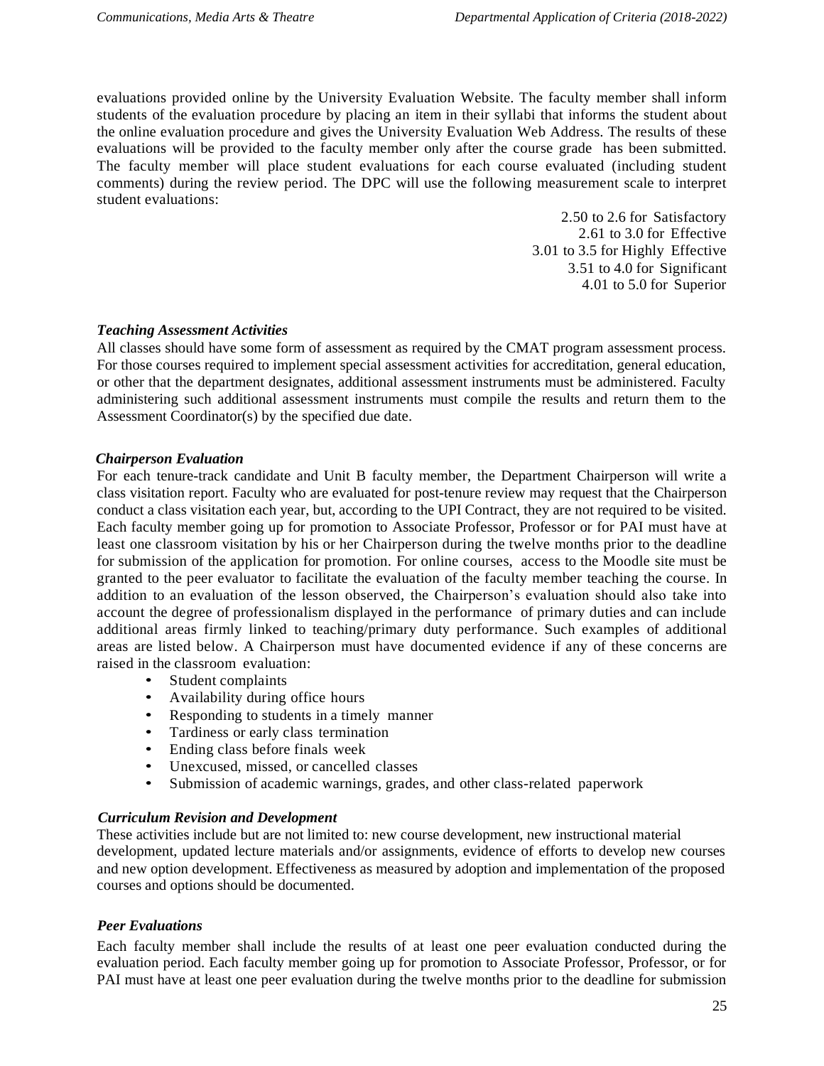evaluations provided online by the University Evaluation Website. The faculty member shall inform students of the evaluation procedure by placing an item in their syllabi that informs the student about the online evaluation procedure and gives the University Evaluation Web Address. The results of these evaluations will be provided to the faculty member only after the course grade has been submitted. The faculty member will place student evaluations for each course evaluated (including student comments) during the review period. The DPC will use the following measurement scale to interpret student evaluations:

2.50 to 2.6 for Satisfactory
2.61 to 3.0 for Effective
3.01 to 3.5 for Highly Effective
3.51 to 4.0 for Significant
4.01 to 5.0 for Superior

***Teaching Assessment Activities***

All classes should have some form of assessment as required by the CMAT program assessment process. For those courses required to implement special assessment activities for accreditation, general education, or other that the department designates, additional assessment instruments must be administered. Faculty administering such additional assessment instruments must compile the results and return them to the Assessment Coordinator(s) by the specified due date.

***Chairperson Evaluation***

For each tenure-track candidate and Unit B faculty member, the Department Chairperson will write a class visitation report. Faculty who are evaluated for post-tenure review may request that the Chairperson conduct a class visitation each year, but, according to the UPI Contract, they are not required to be visited. Each faculty member going up for promotion to Associate Professor, Professor or for PAI must have at least one classroom visitation by his or her Chairperson during the twelve months prior to the deadline for submission of the application for promotion. For online courses, access to the Moodle site must be granted to the peer evaluator to facilitate the evaluation of the faculty member teaching the course. In addition to an evaluation of the lesson observed, the Chairperson's evaluation should also take into account the degree of professionalism displayed in the performance of primary duties and can include additional areas firmly linked to teaching/primary duty performance. Such examples of additional areas are listed below. A Chairperson must have documented evidence if any of these concerns are raised in the classroom evaluation:

- Student complaints
- Availability during office hours
- Responding to students in a timely manner
- Tardiness or early class termination
- Ending class before finals week
- Unexcused, missed, or cancelled classes
- Submission of academic warnings, grades, and other class-related paperwork

***Curriculum Revision and Development***

These activities include but are not limited to: new course development, new instructional material development, updated lecture materials and/or assignments, evidence of efforts to develop new courses and new option development. Effectiveness as measured by adoption and implementation of the proposed courses and options should be documented.

***Peer Evaluations***

Each faculty member shall include the results of at least one peer evaluation conducted during the evaluation period. Each faculty member going up for promotion to Associate Professor, Professor, or for PAI must have at least one peer evaluation during the twelve months prior to the deadline for submission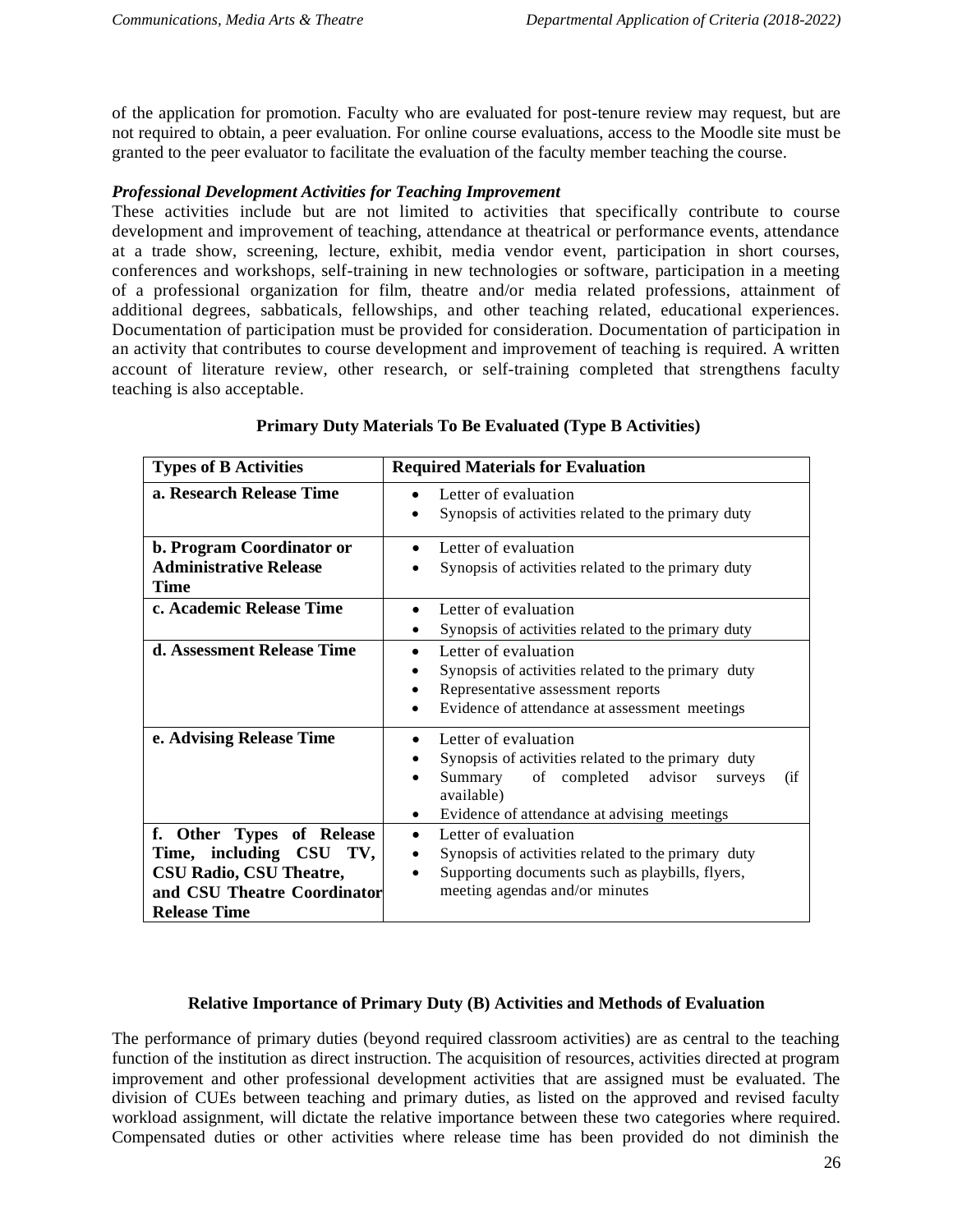of the application for promotion. Faculty who are evaluated for post-tenure review may request, but are not required to obtain, a peer evaluation. For online course evaluations, access to the Moodle site must be granted to the peer evaluator to facilitate the evaluation of the faculty member teaching the course.

***Professional Development Activities for Teaching Improvement***

These activities include but are not limited to activities that specifically contribute to course development and improvement of teaching, attendance at theatrical or performance events, attendance at a trade show, screening, lecture, exhibit, media vendor event, participation in short courses, conferences and workshops, self-training in new technologies or software, participation in a meeting of a professional organization for film, theatre and/or media related professions, attainment of additional degrees, sabbaticals, fellowships, and other teaching related, educational experiences. Documentation of participation must be provided for consideration. Documentation of participation in an activity that contributes to course development and improvement of teaching is required. A written account of literature review, other research, or self-training completed that strengthens faculty teaching is also acceptable.

**Primary Duty Materials To Be Evaluated (Type B Activities)**

| Types of B Activities | Required Materials for Evaluation |
|---|---|
| **a. Research Release Time** | • Letter of evaluation<br>• Synopsis of activities related to the primary duty |
| **b. Program Coordinator or Administrative Release Time** | • Letter of evaluation<br>• Synopsis of activities related to the primary duty |
| **c. Academic Release Time** | • Letter of evaluation<br>• Synopsis of activities related to the primary duty |
| **d. Assessment Release Time** | • Letter of evaluation<br>• Synopsis of activities related to the primary duty<br>• Representative assessment reports<br>• Evidence of attendance at assessment meetings |
| **e. Advising Release Time** | • Letter of evaluation<br>• Synopsis of activities related to the primary duty<br>• Summary of completed advisor surveys (if available)<br>• Evidence of attendance at advising meetings |
| **f. Other Types of Release Time, including CSU TV, CSU Radio, CSU Theatre, and CSU Theatre Coordinator Release Time** | • Letter of evaluation<br>• Synopsis of activities related to the primary duty<br>• Supporting documents such as playbills, flyers, meeting agendas and/or minutes |

**Relative Importance of Primary Duty (B) Activities and Methods of Evaluation**

The performance of primary duties (beyond required classroom activities) are as central to the teaching function of the institution as direct instruction. The acquisition of resources, activities directed at program improvement and other professional development activities that are assigned must be evaluated. The division of CUEs between teaching and primary duties, as listed on the approved and revised faculty workload assignment, will dictate the relative importance between these two categories where required. Compensated duties or other activities where release time has been provided do not diminish the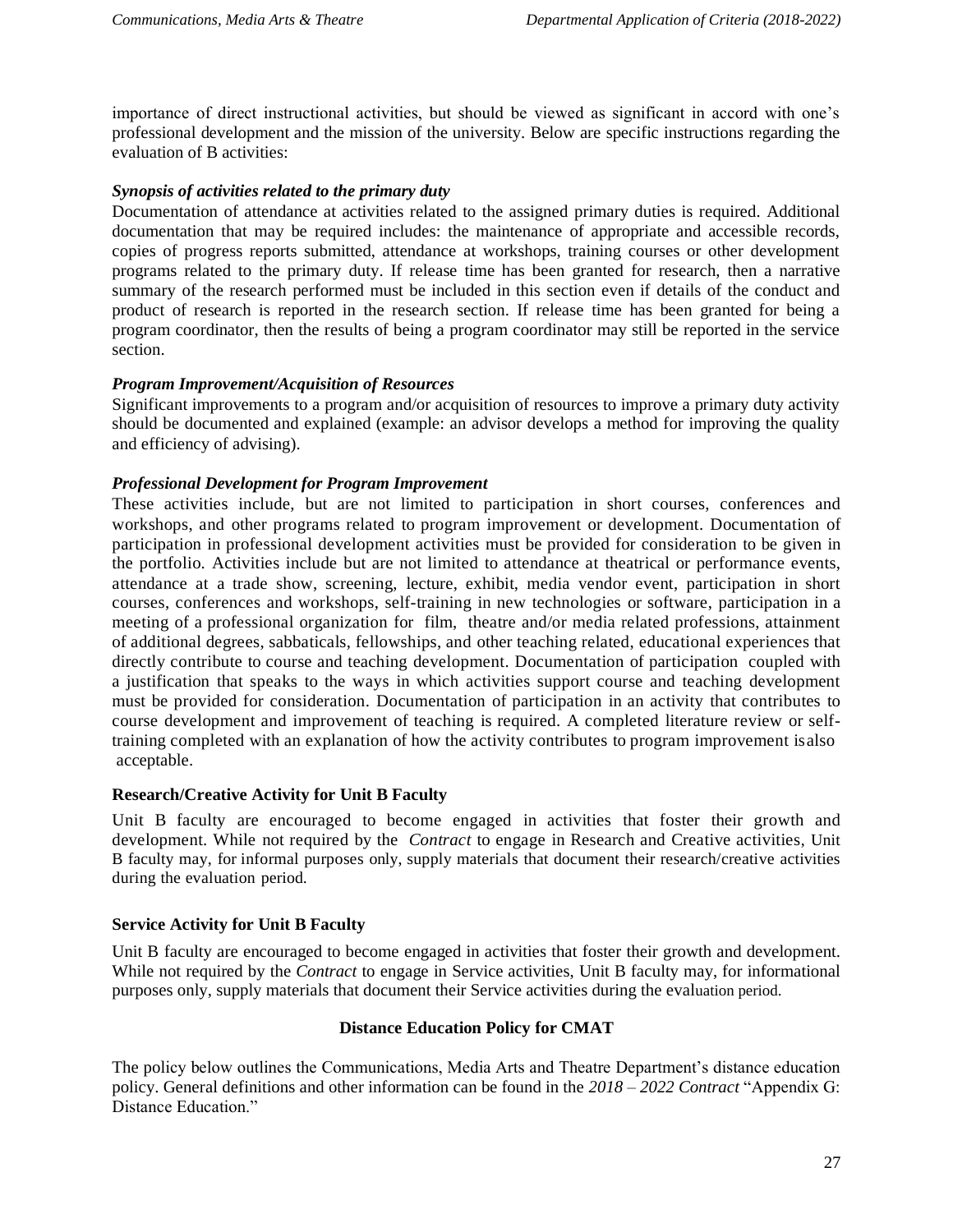importance of direct instructional activities, but should be viewed as significant in accord with one's professional development and the mission of the university. Below are specific instructions regarding the evaluation of B activities:

***Synopsis of activities related to the primary duty***

Documentation of attendance at activities related to the assigned primary duties is required. Additional documentation that may be required includes: the maintenance of appropriate and accessible records, copies of progress reports submitted, attendance at workshops, training courses or other development programs related to the primary duty. If release time has been granted for research, then a narrative summary of the research performed must be included in this section even if details of the conduct and product of research is reported in the research section. If release time has been granted for being a program coordinator, then the results of being a program coordinator may still be reported in the service section.

***Program Improvement/Acquisition of Resources***

Significant improvements to a program and/or acquisition of resources to improve a primary duty activity should be documented and explained (example: an advisor develops a method for improving the quality and efficiency of advising).

***Professional Development for Program Improvement***

These activities include, but are not limited to participation in short courses, conferences and workshops, and other programs related to program improvement or development. Documentation of participation in professional development activities must be provided for consideration to be given in the portfolio. Activities include but are not limited to attendance at theatrical or performance events, attendance at a trade show, screening, lecture, exhibit, media vendor event, participation in short courses, conferences and workshops, self-training in new technologies or software, participation in a meeting of a professional organization for film, theatre and/or media related professions, attainment of additional degrees, sabbaticals, fellowships, and other teaching related, educational experiences that directly contribute to course and teaching development. Documentation of participation coupled with a justification that speaks to the ways in which activities support course and teaching development must be provided for consideration. Documentation of participation in an activity that contributes to course development and improvement of teaching is required. A completed literature review or self-training completed with an explanation of how the activity contributes to program improvement isalso acceptable.

**Research/Creative Activity for Unit B Faculty**

Unit B faculty are encouraged to become engaged in activities that foster their growth and development. While not required by the *Contract* to engage in Research and Creative activities, Unit B faculty may, for informal purposes only, supply materials that document their research/creative activities during the evaluation period.

**Service Activity for Unit B Faculty**

Unit B faculty are encouraged to become engaged in activities that foster their growth and development. While not required by the *Contract* to engage in Service activities, Unit B faculty may, for informational purposes only, supply materials that document their Service activities during the evaluation period.

**Distance Education Policy for CMAT**

The policy below outlines the Communications, Media Arts and Theatre Department's distance education policy. General definitions and other information can be found in the *2018 – 2022 Contract* "Appendix G: Distance Education."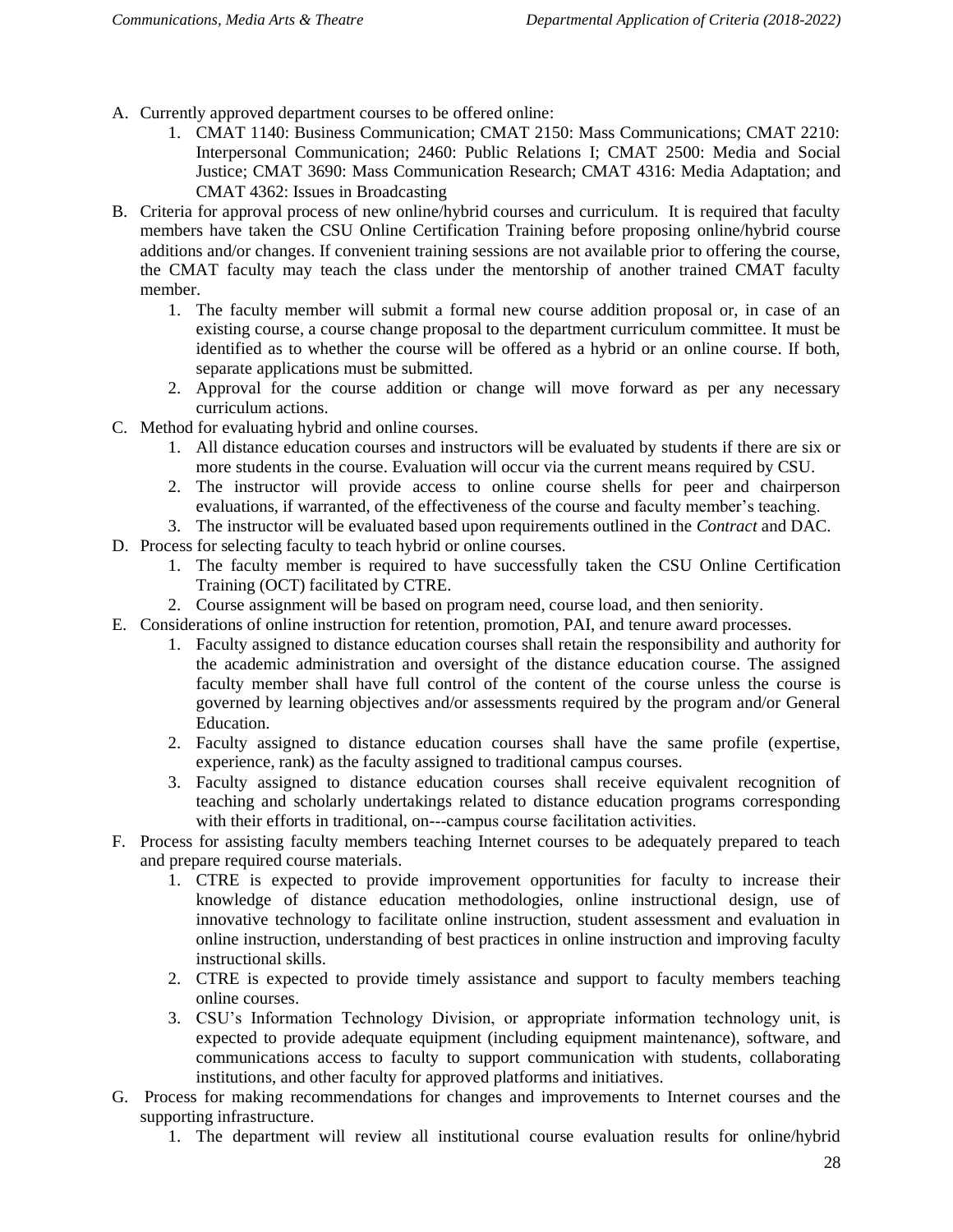A. Currently approved department courses to be offered online:
    1. CMAT 1140: Business Communication; CMAT 2150: Mass Communications; CMAT 2210: Interpersonal Communication; 2460: Public Relations I; CMAT 2500: Media and Social Justice; CMAT 3690: Mass Communication Research; CMAT 4316: Media Adaptation; and CMAT 4362: Issues in Broadcasting
B. Criteria for approval process of new online/hybrid courses and curriculum. It is required that faculty members have taken the CSU Online Certification Training before proposing online/hybrid course additions and/or changes. If convenient training sessions are not available prior to offering the course, the CMAT faculty may teach the class under the mentorship of another trained CMAT faculty member.
    1. The faculty member will submit a formal new course addition proposal or, in case of an existing course, a course change proposal to the department curriculum committee. It must be identified as to whether the course will be offered as a hybrid or an online course. If both, separate applications must be submitted.
    2. Approval for the course addition or change will move forward as per any necessary curriculum actions.
C. Method for evaluating hybrid and online courses.
    1. All distance education courses and instructors will be evaluated by students if there are six or more students in the course. Evaluation will occur via the current means required by CSU.
    2. The instructor will provide access to online course shells for peer and chairperson evaluations, if warranted, of the effectiveness of the course and faculty member's teaching.
    3. The instructor will be evaluated based upon requirements outlined in the *Contract* and DAC.
D. Process for selecting faculty to teach hybrid or online courses.
    1. The faculty member is required to have successfully taken the CSU Online Certification Training (OCT) facilitated by CTRE.
    2. Course assignment will be based on program need, course load, and then seniority.
E. Considerations of online instruction for retention, promotion, PAI, and tenure award processes.
    1. Faculty assigned to distance education courses shall retain the responsibility and authority for the academic administration and oversight of the distance education course. The assigned faculty member shall have full control of the content of the course unless the course is governed by learning objectives and/or assessments required by the program and/or General Education.
    2. Faculty assigned to distance education courses shall have the same profile (expertise, experience, rank) as the faculty assigned to traditional campus courses.
    3. Faculty assigned to distance education courses shall receive equivalent recognition of teaching and scholarly undertakings related to distance education programs corresponding with their efforts in traditional, on---campus course facilitation activities.
F. Process for assisting faculty members teaching Internet courses to be adequately prepared to teach and prepare required course materials.
    1. CTRE is expected to provide improvement opportunities for faculty to increase their knowledge of distance education methodologies, online instructional design, use of innovative technology to facilitate online instruction, student assessment and evaluation in online instruction, understanding of best practices in online instruction and improving faculty instructional skills.
    2. CTRE is expected to provide timely assistance and support to faculty members teaching online courses.
    3. CSU's Information Technology Division, or appropriate information technology unit, is expected to provide adequate equipment (including equipment maintenance), software, and communications access to faculty to support communication with students, collaborating institutions, and other faculty for approved platforms and initiatives.
G. Process for making recommendations for changes and improvements to Internet courses and the supporting infrastructure.
    1. The department will review all institutional course evaluation results for online/hybrid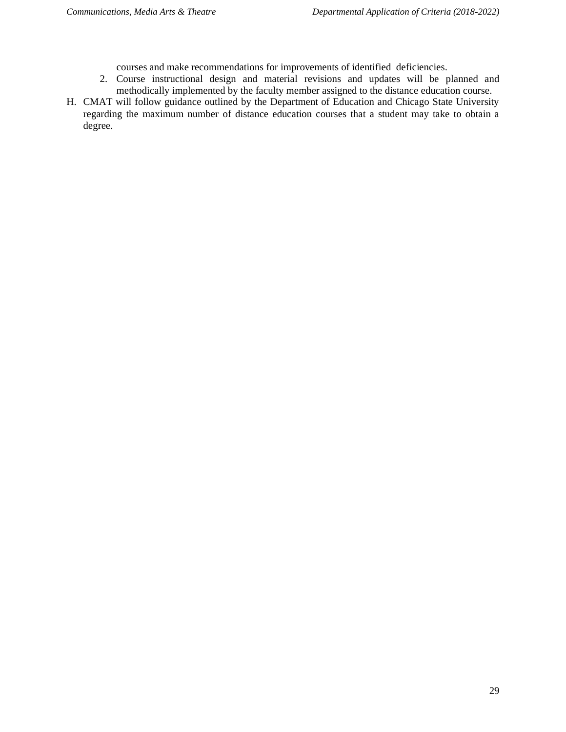courses and make recommendations for improvements of identified deficiencies.

2. Course instructional design and material revisions and updates will be planned and methodically implemented by the faculty member assigned to the distance education course.

H. CMAT will follow guidance outlined by the Department of Education and Chicago State University regarding the maximum number of distance education courses that a student may take to obtain a degree.